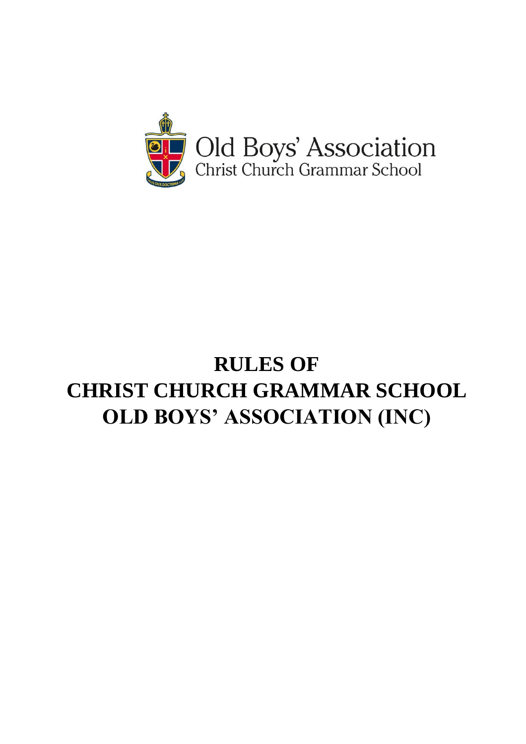Old Boys' Association
Christ Church Grammar School

# RULES OF
# CHRIST CHURCH GRAMMAR SCHOOL
# OLD BOYS' ASSOCIATION (INC)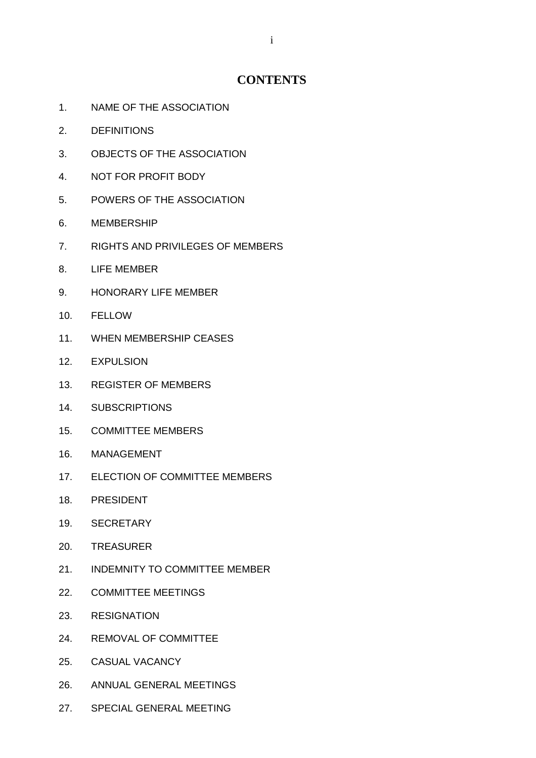# CONTENTS

1. NAME OF THE ASSOCIATION
2. DEFINITIONS
3. OBJECTS OF THE ASSOCIATION
4. NOT FOR PROFIT BODY
5. POWERS OF THE ASSOCIATION
6. MEMBERSHIP
7. RIGHTS AND PRIVILEGES OF MEMBERS
8. LIFE MEMBER
9. HONORARY LIFE MEMBER
10. FELLOW
11. WHEN MEMBERSHIP CEASES
12. EXPULSION
13. REGISTER OF MEMBERS
14. SUBSCRIPTIONS
15. COMMITTEE MEMBERS
16. MANAGEMENT
17. ELECTION OF COMMITTEE MEMBERS
18. PRESIDENT
19. SECRETARY
20. TREASURER
21. INDEMNITY TO COMMITTEE MEMBER
22. COMMITTEE MEETINGS
23. RESIGNATION
24. REMOVAL OF COMMITTEE
25. CASUAL VACANCY
26. ANNUAL GENERAL MEETINGS
27. SPECIAL GENERAL MEETING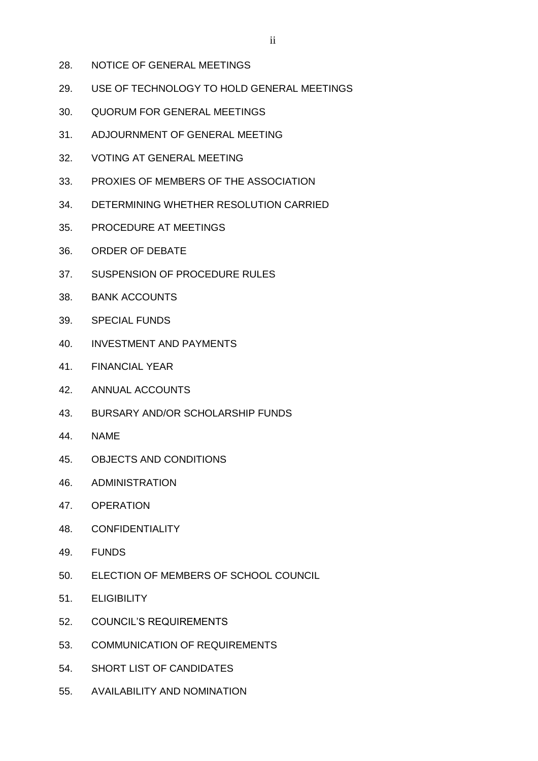28. NOTICE OF GENERAL MEETINGS

29. USE OF TECHNOLOGY TO HOLD GENERAL MEETINGS

30. QUORUM FOR GENERAL MEETINGS

31. ADJOURNMENT OF GENERAL MEETING

32. VOTING AT GENERAL MEETING

33. PROXIES OF MEMBERS OF THE ASSOCIATION

34. DETERMINING WHETHER RESOLUTION CARRIED

35. PROCEDURE AT MEETINGS

36. ORDER OF DEBATE

37. SUSPENSION OF PROCEDURE RULES

38. BANK ACCOUNTS

39. SPECIAL FUNDS

40. INVESTMENT AND PAYMENTS

41. FINANCIAL YEAR

42. ANNUAL ACCOUNTS

43. BURSARY AND/OR SCHOLARSHIP FUNDS

44. NAME

45. OBJECTS AND CONDITIONS

46. ADMINISTRATION

47. OPERATION

48. CONFIDENTIALITY

49. FUNDS

50. ELECTION OF MEMBERS OF SCHOOL COUNCIL

51. ELIGIBILITY

52. COUNCIL'S REQUIREMENTS

53. COMMUNICATION OF REQUIREMENTS

54. SHORT LIST OF CANDIDATES

55. AVAILABILITY AND NOMINATION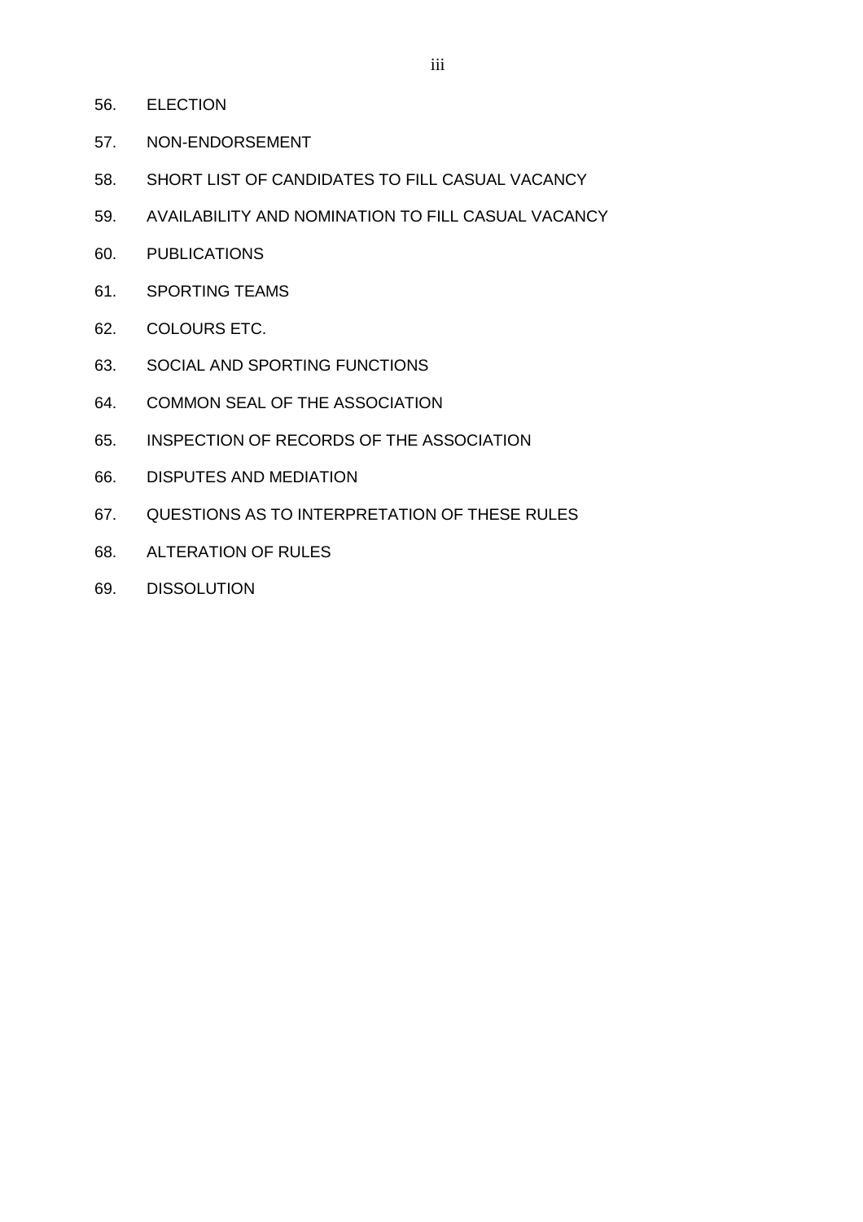56. ELECTION
57. NON-ENDORSEMENT
58. SHORT LIST OF CANDIDATES TO FILL CASUAL VACANCY
59. AVAILABILITY AND NOMINATION TO FILL CASUAL VACANCY
60. PUBLICATIONS
61. SPORTING TEAMS
62. COLOURS ETC.
63. SOCIAL AND SPORTING FUNCTIONS
64. COMMON SEAL OF THE ASSOCIATION
65. INSPECTION OF RECORDS OF THE ASSOCIATION
66. DISPUTES AND MEDIATION
67. QUESTIONS AS TO INTERPRETATION OF THESE RULES
68. ALTERATION OF RULES
69. DISSOLUTION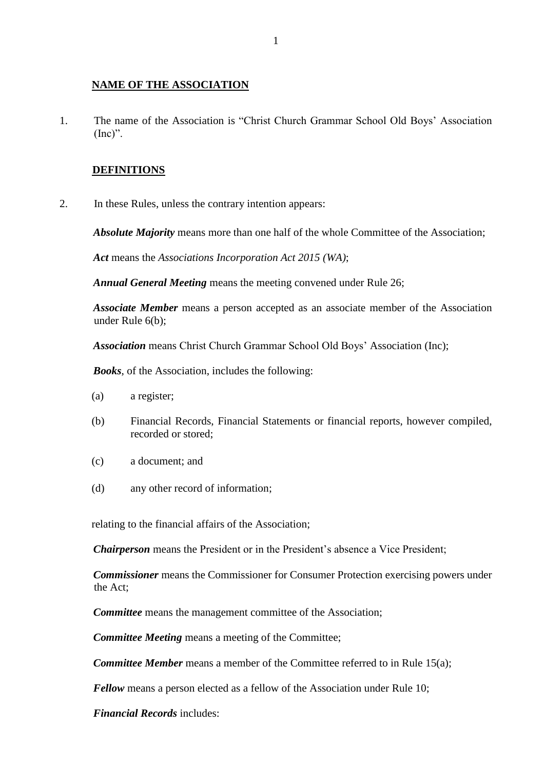**NAME OF THE ASSOCIATION**

1. The name of the Association is "Christ Church Grammar School Old Boys' Association (Inc)".

**DEFINITIONS**

2. In these Rules, unless the contrary intention appears:

***Absolute Majority*** means more than one half of the whole Committee of the Association;

***Act*** means the *Associations Incorporation Act 2015 (WA)*;

***Annual General Meeting*** means the meeting convened under Rule 26;

***Associate Member*** means a person accepted as an associate member of the Association under Rule 6(b);

***Association*** means Christ Church Grammar School Old Boys' Association (Inc);

***Books***, of the Association, includes the following:

(a) a register;

(b) Financial Records, Financial Statements or financial reports, however compiled, recorded or stored;

(c) a document; and

(d) any other record of information;

relating to the financial affairs of the Association;

***Chairperson*** means the President or in the President's absence a Vice President;

***Commissioner*** means the Commissioner for Consumer Protection exercising powers under the Act;

***Committee*** means the management committee of the Association;

***Committee Meeting*** means a meeting of the Committee;

***Committee Member*** means a member of the Committee referred to in Rule 15(a);

***Fellow*** means a person elected as a fellow of the Association under Rule 10;

***Financial Records*** includes: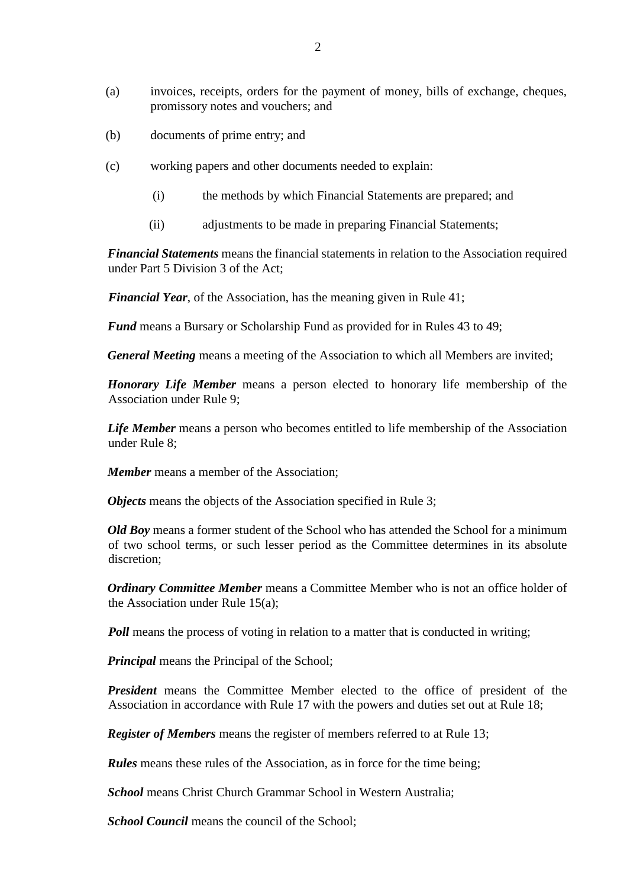(a) invoices, receipts, orders for the payment of money, bills of exchange, cheques, promissory notes and vouchers; and

(b) documents of prime entry; and

(c) working papers and other documents needed to explain:

   (i) the methods by which Financial Statements are prepared; and

   (ii) adjustments to be made in preparing Financial Statements;

***Financial Statements*** means the financial statements in relation to the Association required under Part 5 Division 3 of the Act;

***Financial Year***, of the Association, has the meaning given in Rule 41;

***Fund*** means a Bursary or Scholarship Fund as provided for in Rules 43 to 49;

***General Meeting*** means a meeting of the Association to which all Members are invited;

***Honorary Life Member*** means a person elected to honorary life membership of the Association under Rule 9;

***Life Member*** means a person who becomes entitled to life membership of the Association under Rule 8;

***Member*** means a member of the Association;

***Objects*** means the objects of the Association specified in Rule 3;

***Old Boy*** means a former student of the School who has attended the School for a minimum of two school terms, or such lesser period as the Committee determines in its absolute discretion;

***Ordinary Committee Member*** means a Committee Member who is not an office holder of the Association under Rule 15(a);

***Poll*** means the process of voting in relation to a matter that is conducted in writing;

***Principal*** means the Principal of the School;

***President*** means the Committee Member elected to the office of president of the Association in accordance with Rule 17 with the powers and duties set out at Rule 18;

***Register of Members*** means the register of members referred to at Rule 13;

***Rules*** means these rules of the Association, as in force for the time being;

***School*** means Christ Church Grammar School in Western Australia;

***School Council*** means the council of the School;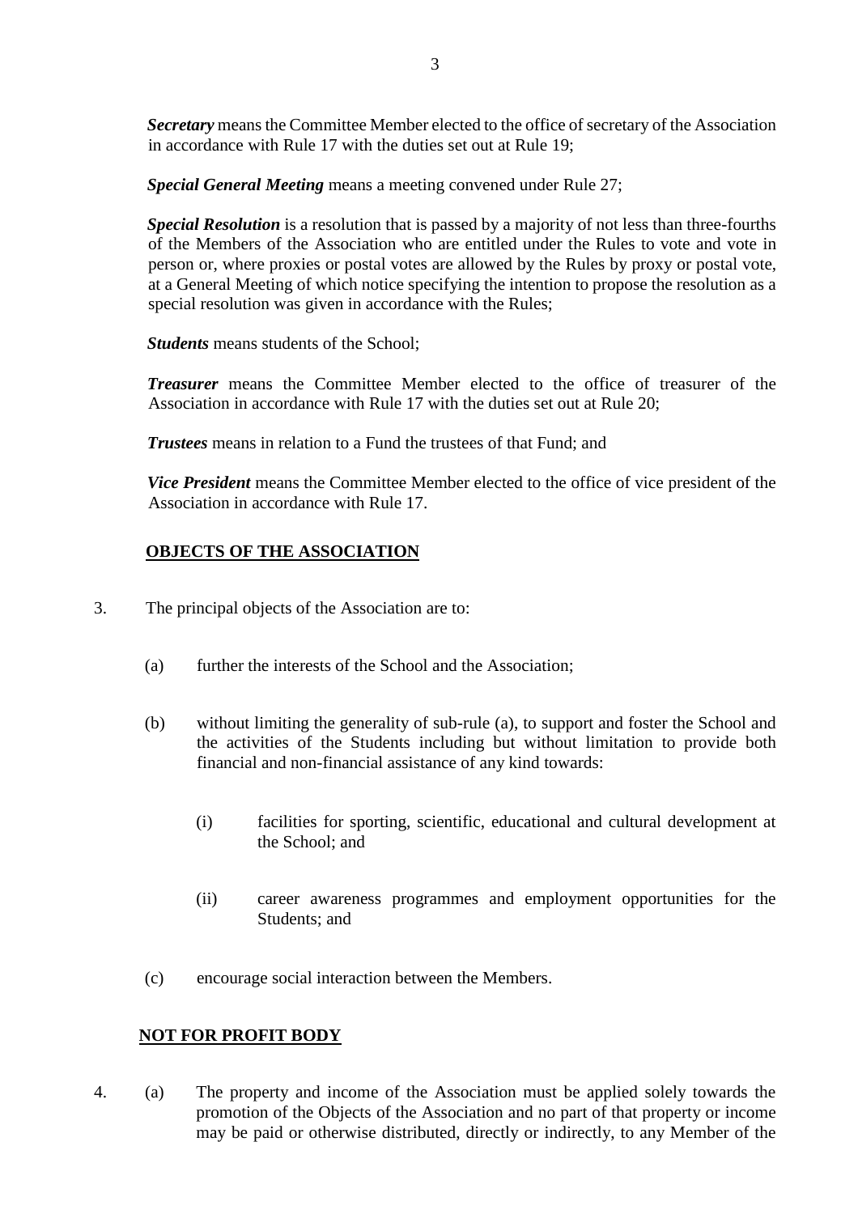***Secretary*** means the Committee Member elected to the office of secretary of the Association in accordance with Rule 17 with the duties set out at Rule 19;

***Special General Meeting*** means a meeting convened under Rule 27;

***Special Resolution*** is a resolution that is passed by a majority of not less than three-fourths of the Members of the Association who are entitled under the Rules to vote and vote in person or, where proxies or postal votes are allowed by the Rules by proxy or postal vote, at a General Meeting of which notice specifying the intention to propose the resolution as a special resolution was given in accordance with the Rules;

***Students*** means students of the School;

***Treasurer*** means the Committee Member elected to the office of treasurer of the Association in accordance with Rule 17 with the duties set out at Rule 20;

***Trustees*** means in relation to a Fund the trustees of that Fund; and

***Vice President*** means the Committee Member elected to the office of vice president of the Association in accordance with Rule 17.

## OBJECTS OF THE ASSOCIATION

3. The principal objects of the Association are to:

   (a) further the interests of the School and the Association;

   (b) without limiting the generality of sub-rule (a), to support and foster the School and the activities of the Students including but without limitation to provide both financial and non-financial assistance of any kind towards:

      (i) facilities for sporting, scientific, educational and cultural development at the School; and

      (ii) career awareness programmes and employment opportunities for the Students; and

   (c) encourage social interaction between the Members.

## NOT FOR PROFIT BODY

4. (a) The property and income of the Association must be applied solely towards the promotion of the Objects of the Association and no part of that property or income may be paid or otherwise distributed, directly or indirectly, to any Member of the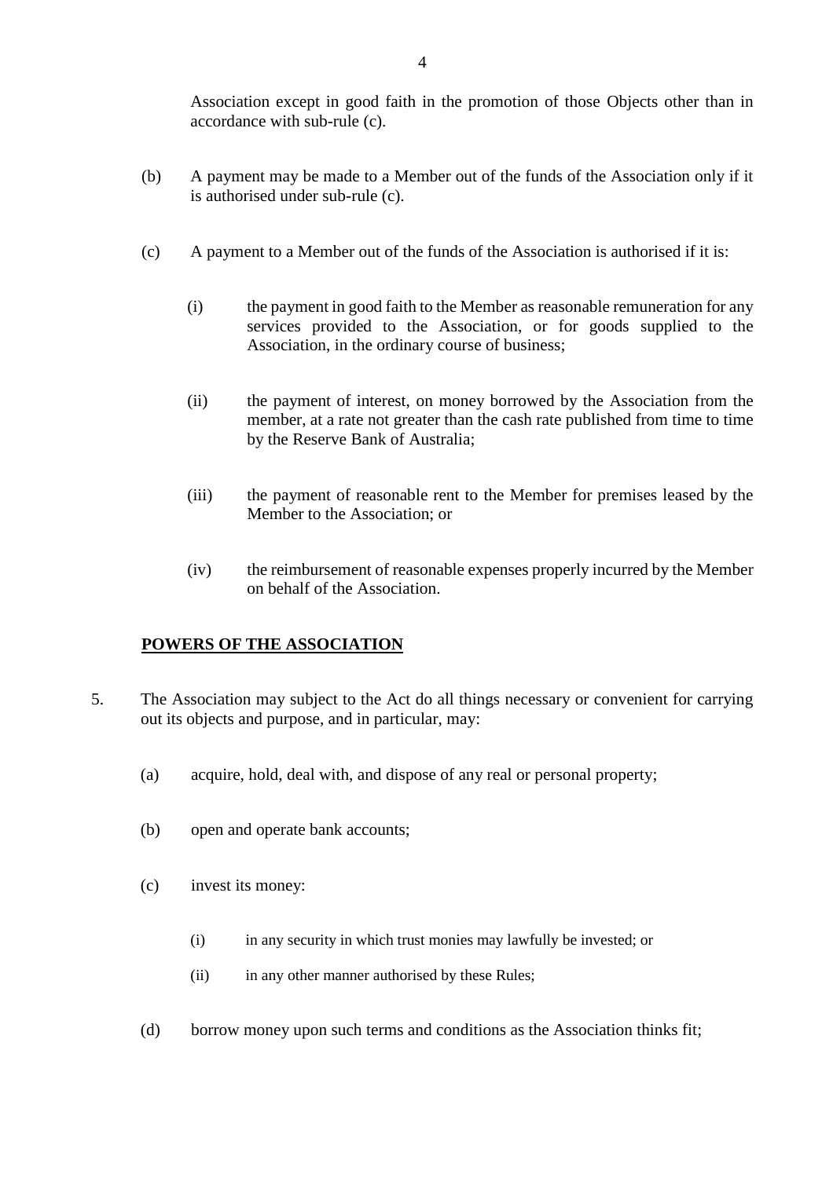Association except in good faith in the promotion of those Objects other than in accordance with sub-rule (c).

(b) A payment may be made to a Member out of the funds of the Association only if it is authorised under sub-rule (c).

(c) A payment to a Member out of the funds of the Association is authorised if it is:

   (i) the payment in good faith to the Member as reasonable remuneration for any services provided to the Association, or for goods supplied to the Association, in the ordinary course of business;

   (ii) the payment of interest, on money borrowed by the Association from the member, at a rate not greater than the cash rate published from time to time by the Reserve Bank of Australia;

   (iii) the payment of reasonable rent to the Member for premises leased by the Member to the Association; or

   (iv) the reimbursement of reasonable expenses properly incurred by the Member on behalf of the Association.

**POWERS OF THE ASSOCIATION**

5. The Association may subject to the Act do all things necessary or convenient for carrying out its objects and purpose, and in particular, may:

   (a) acquire, hold, deal with, and dispose of any real or personal property;

   (b) open and operate bank accounts;

   (c) invest its money:

      (i) in any security in which trust monies may lawfully be invested; or

      (ii) in any other manner authorised by these Rules;

   (d) borrow money upon such terms and conditions as the Association thinks fit;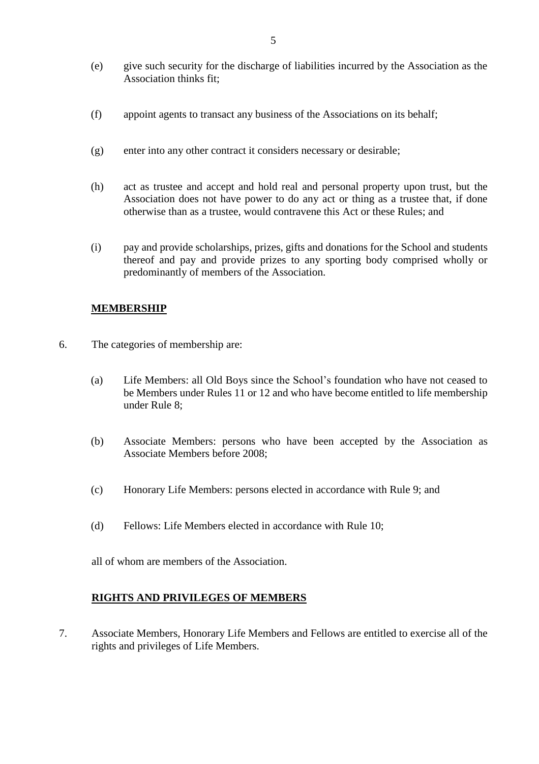(e) give such security for the discharge of liabilities incurred by the Association as the Association thinks fit;

(f) appoint agents to transact any business of the Associations on its behalf;

(g) enter into any other contract it considers necessary or desirable;

(h) act as trustee and accept and hold real and personal property upon trust, but the Association does not have power to do any act or thing as a trustee that, if done otherwise than as a trustee, would contravene this Act or these Rules; and

(i) pay and provide scholarships, prizes, gifts and donations for the School and students thereof and pay and provide prizes to any sporting body comprised wholly or predominantly of members of the Association.

## MEMBERSHIP

6. The categories of membership are:

   (a) Life Members: all Old Boys since the School's foundation who have not ceased to be Members under Rules 11 or 12 and who have become entitled to life membership under Rule 8;

   (b) Associate Members: persons who have been accepted by the Association as Associate Members before 2008;

   (c) Honorary Life Members: persons elected in accordance with Rule 9; and

   (d) Fellows: Life Members elected in accordance with Rule 10;

   all of whom are members of the Association.

## RIGHTS AND PRIVILEGES OF MEMBERS

7. Associate Members, Honorary Life Members and Fellows are entitled to exercise all of the rights and privileges of Life Members.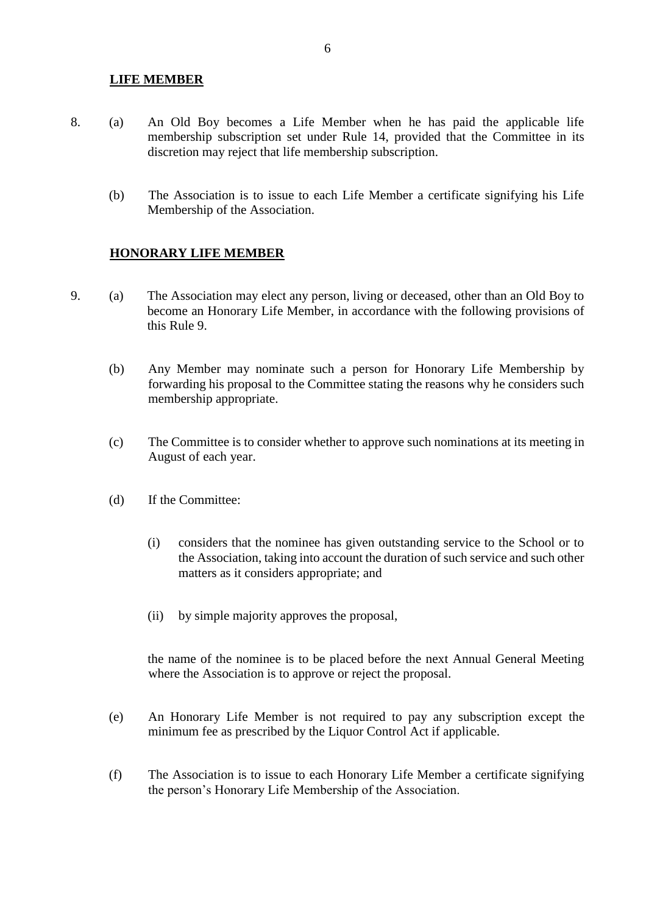**LIFE MEMBER**

8. (a) An Old Boy becomes a Life Member when he has paid the applicable life membership subscription set under Rule 14, provided that the Committee in its discretion may reject that life membership subscription.

   (b) The Association is to issue to each Life Member a certificate signifying his Life Membership of the Association.

**HONORARY LIFE MEMBER**

9. (a) The Association may elect any person, living or deceased, other than an Old Boy to become an Honorary Life Member, in accordance with the following provisions of this Rule 9.

   (b) Any Member may nominate such a person for Honorary Life Membership by forwarding his proposal to the Committee stating the reasons why he considers such membership appropriate.

   (c) The Committee is to consider whether to approve such nominations at its meeting in August of each year.

   (d) If the Committee:

      (i) considers that the nominee has given outstanding service to the School or to the Association, taking into account the duration of such service and such other matters as it considers appropriate; and

      (ii) by simple majority approves the proposal,

   the name of the nominee is to be placed before the next Annual General Meeting where the Association is to approve or reject the proposal.

   (e) An Honorary Life Member is not required to pay any subscription except the minimum fee as prescribed by the Liquor Control Act if applicable.

   (f) The Association is to issue to each Honorary Life Member a certificate signifying the person's Honorary Life Membership of the Association.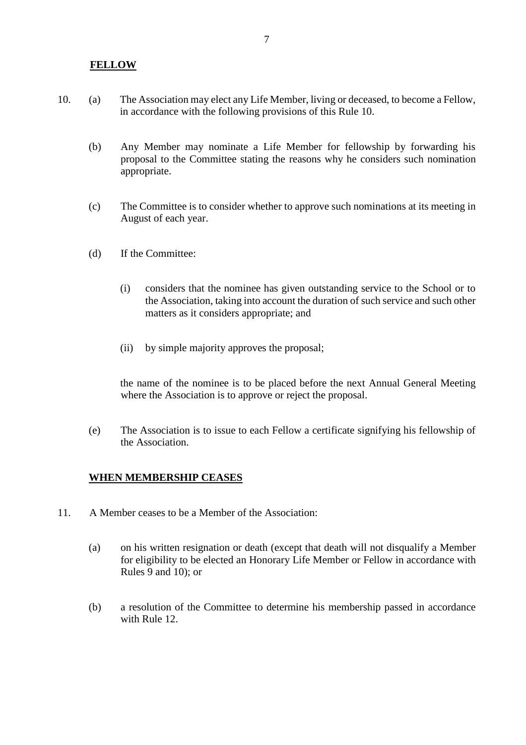## FELLOW

10. (a) The Association may elect any Life Member, living or deceased, to become a Fellow, in accordance with the following provisions of this Rule 10.

    (b) Any Member may nominate a Life Member for fellowship by forwarding his proposal to the Committee stating the reasons why he considers such nomination appropriate.

    (c) The Committee is to consider whether to approve such nominations at its meeting in August of each year.

    (d) If the Committee:

        (i) considers that the nominee has given outstanding service to the School or to the Association, taking into account the duration of such service and such other matters as it considers appropriate; and

        (ii) by simple majority approves the proposal;

    the name of the nominee is to be placed before the next Annual General Meeting where the Association is to approve or reject the proposal.

    (e) The Association is to issue to each Fellow a certificate signifying his fellowship of the Association.

## WHEN MEMBERSHIP CEASES

11. A Member ceases to be a Member of the Association:

    (a) on his written resignation or death (except that death will not disqualify a Member for eligibility to be elected an Honorary Life Member or Fellow in accordance with Rules 9 and 10); or

    (b) a resolution of the Committee to determine his membership passed in accordance with Rule 12.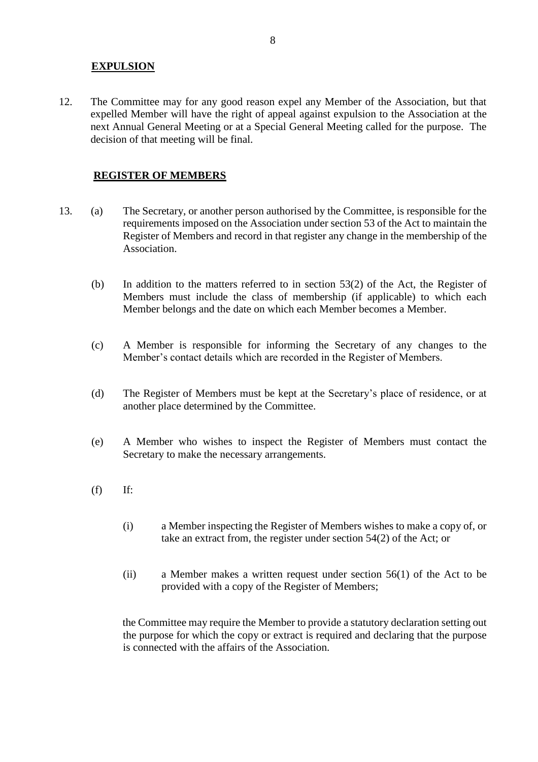## EXPULSION

12. The Committee may for any good reason expel any Member of the Association, but that expelled Member will have the right of appeal against expulsion to the Association at the next Annual General Meeting or at a Special General Meeting called for the purpose. The decision of that meeting will be final.

## REGISTER OF MEMBERS

13. (a) The Secretary, or another person authorised by the Committee, is responsible for the requirements imposed on the Association under section 53 of the Act to maintain the Register of Members and record in that register any change in the membership of the Association.

    (b) In addition to the matters referred to in section 53(2) of the Act, the Register of Members must include the class of membership (if applicable) to which each Member belongs and the date on which each Member becomes a Member.

    (c) A Member is responsible for informing the Secretary of any changes to the Member's contact details which are recorded in the Register of Members.

    (d) The Register of Members must be kept at the Secretary's place of residence, or at another place determined by the Committee.

    (e) A Member who wishes to inspect the Register of Members must contact the Secretary to make the necessary arrangements.

    (f) If:

    (i) a Member inspecting the Register of Members wishes to make a copy of, or take an extract from, the register under section 54(2) of the Act; or

    (ii) a Member makes a written request under section 56(1) of the Act to be provided with a copy of the Register of Members;

    the Committee may require the Member to provide a statutory declaration setting out the purpose for which the copy or extract is required and declaring that the purpose is connected with the affairs of the Association.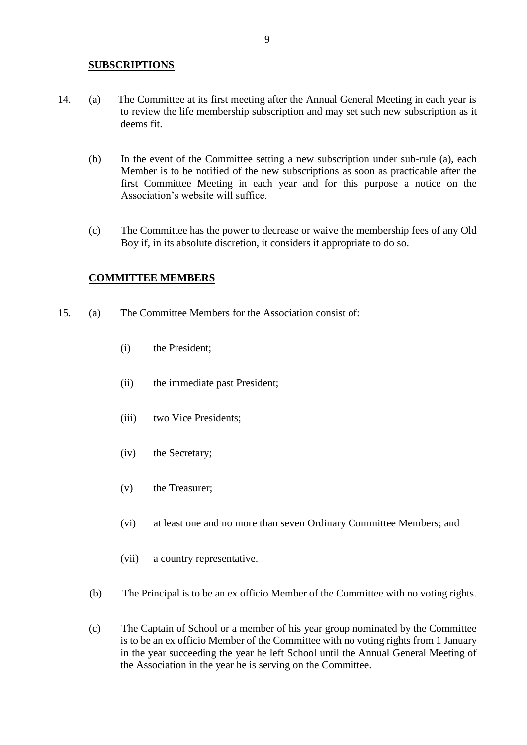## SUBSCRIPTIONS

14. (a) The Committee at its first meeting after the Annual General Meeting in each year is to review the life membership subscription and may set such new subscription as it deems fit.

    (b) In the event of the Committee setting a new subscription under sub-rule (a), each Member is to be notified of the new subscriptions as soon as practicable after the first Committee Meeting in each year and for this purpose a notice on the Association's website will suffice.

    (c) The Committee has the power to decrease or waive the membership fees of any Old Boy if, in its absolute discretion, it considers it appropriate to do so.

## COMMITTEE MEMBERS

15. (a) The Committee Members for the Association consist of:

    (i) the President;

    (ii) the immediate past President;

    (iii) two Vice Presidents;

    (iv) the Secretary;

    (v) the Treasurer;

    (vi) at least one and no more than seven Ordinary Committee Members; and

    (vii) a country representative.

    (b) The Principal is to be an ex officio Member of the Committee with no voting rights.

    (c) The Captain of School or a member of his year group nominated by the Committee is to be an ex officio Member of the Committee with no voting rights from 1 January in the year succeeding the year he left School until the Annual General Meeting of the Association in the year he is serving on the Committee.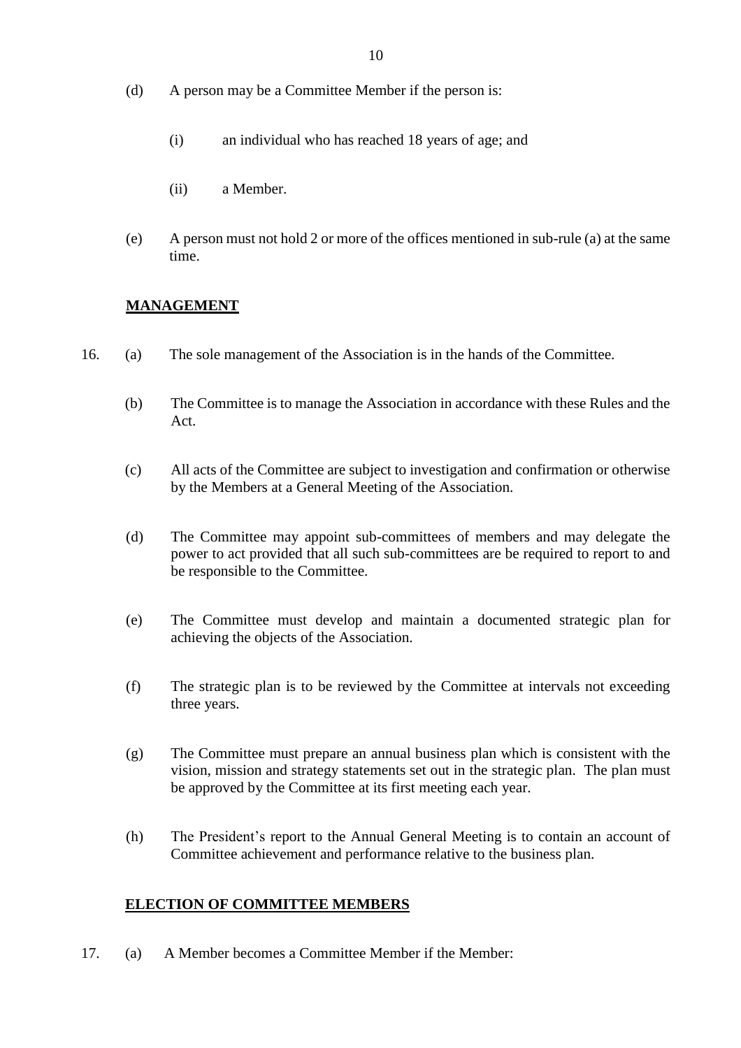(d) A person may be a Committee Member if the person is:

    (i) an individual who has reached 18 years of age; and

    (ii) a Member.

(e) A person must not hold 2 or more of the offices mentioned in sub-rule (a) at the same time.

## **MANAGEMENT**

16. (a) The sole management of the Association is in the hands of the Committee.

    (b) The Committee is to manage the Association in accordance with these Rules and the Act.

    (c) All acts of the Committee are subject to investigation and confirmation or otherwise by the Members at a General Meeting of the Association.

    (d) The Committee may appoint sub-committees of members and may delegate the power to act provided that all such sub-committees are be required to report to and be responsible to the Committee.

    (e) The Committee must develop and maintain a documented strategic plan for achieving the objects of the Association.

    (f) The strategic plan is to be reviewed by the Committee at intervals not exceeding three years.

    (g) The Committee must prepare an annual business plan which is consistent with the vision, mission and strategy statements set out in the strategic plan. The plan must be approved by the Committee at its first meeting each year.

    (h) The President's report to the Annual General Meeting is to contain an account of Committee achievement and performance relative to the business plan.

## **ELECTION OF COMMITTEE MEMBERS**

17. (a) A Member becomes a Committee Member if the Member: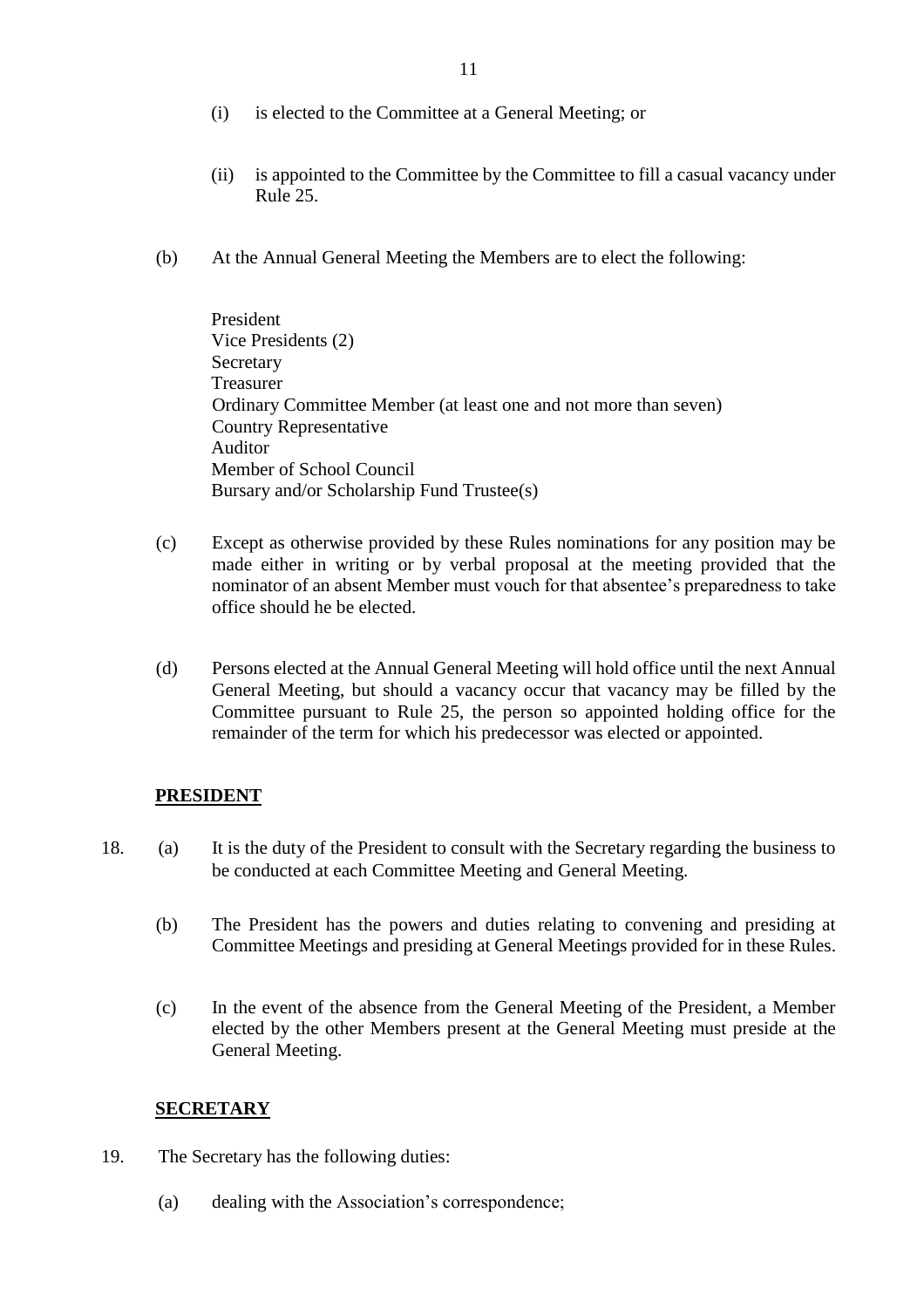(i) is elected to the Committee at a General Meeting; or

(ii) is appointed to the Committee by the Committee to fill a casual vacancy under Rule 25.

(b) At the Annual General Meeting the Members are to elect the following:

President
Vice Presidents (2)
Secretary
Treasurer
Ordinary Committee Member (at least one and not more than seven)
Country Representative
Auditor
Member of School Council
Bursary and/or Scholarship Fund Trustee(s)

(c) Except as otherwise provided by these Rules nominations for any position may be made either in writing or by verbal proposal at the meeting provided that the nominator of an absent Member must vouch for that absentee's preparedness to take office should he be elected.

(d) Persons elected at the Annual General Meeting will hold office until the next Annual General Meeting, but should a vacancy occur that vacancy may be filled by the Committee pursuant to Rule 25, the person so appointed holding office for the remainder of the term for which his predecessor was elected or appointed.

## PRESIDENT

18. (a) It is the duty of the President to consult with the Secretary regarding the business to be conducted at each Committee Meeting and General Meeting.

(b) The President has the powers and duties relating to convening and presiding at Committee Meetings and presiding at General Meetings provided for in these Rules.

(c) In the event of the absence from the General Meeting of the President, a Member elected by the other Members present at the General Meeting must preside at the General Meeting.

## SECRETARY

19. The Secretary has the following duties:

(a) dealing with the Association's correspondence;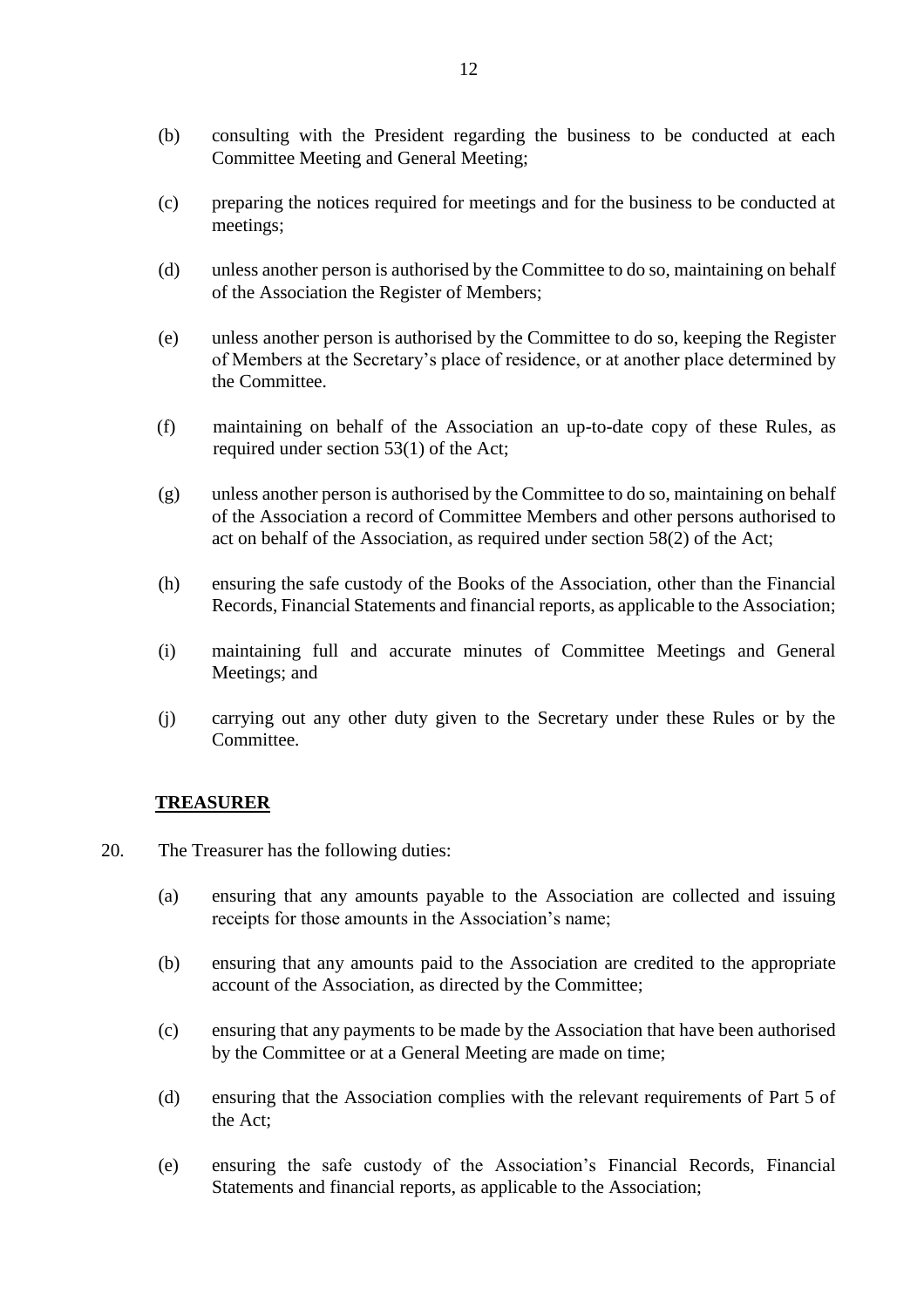(b) consulting with the President regarding the business to be conducted at each Committee Meeting and General Meeting;

(c) preparing the notices required for meetings and for the business to be conducted at meetings;

(d) unless another person is authorised by the Committee to do so, maintaining on behalf of the Association the Register of Members;

(e) unless another person is authorised by the Committee to do so, keeping the Register of Members at the Secretary's place of residence, or at another place determined by the Committee.

(f) maintaining on behalf of the Association an up-to-date copy of these Rules, as required under section 53(1) of the Act;

(g) unless another person is authorised by the Committee to do so, maintaining on behalf of the Association a record of Committee Members and other persons authorised to act on behalf of the Association, as required under section 58(2) of the Act;

(h) ensuring the safe custody of the Books of the Association, other than the Financial Records, Financial Statements and financial reports, as applicable to the Association;

(i) maintaining full and accurate minutes of Committee Meetings and General Meetings; and

(j) carrying out any other duty given to the Secretary under these Rules or by the Committee.

**TREASURER**

20. The Treasurer has the following duties:

(a) ensuring that any amounts payable to the Association are collected and issuing receipts for those amounts in the Association's name;

(b) ensuring that any amounts paid to the Association are credited to the appropriate account of the Association, as directed by the Committee;

(c) ensuring that any payments to be made by the Association that have been authorised by the Committee or at a General Meeting are made on time;

(d) ensuring that the Association complies with the relevant requirements of Part 5 of the Act;

(e) ensuring the safe custody of the Association's Financial Records, Financial Statements and financial reports, as applicable to the Association;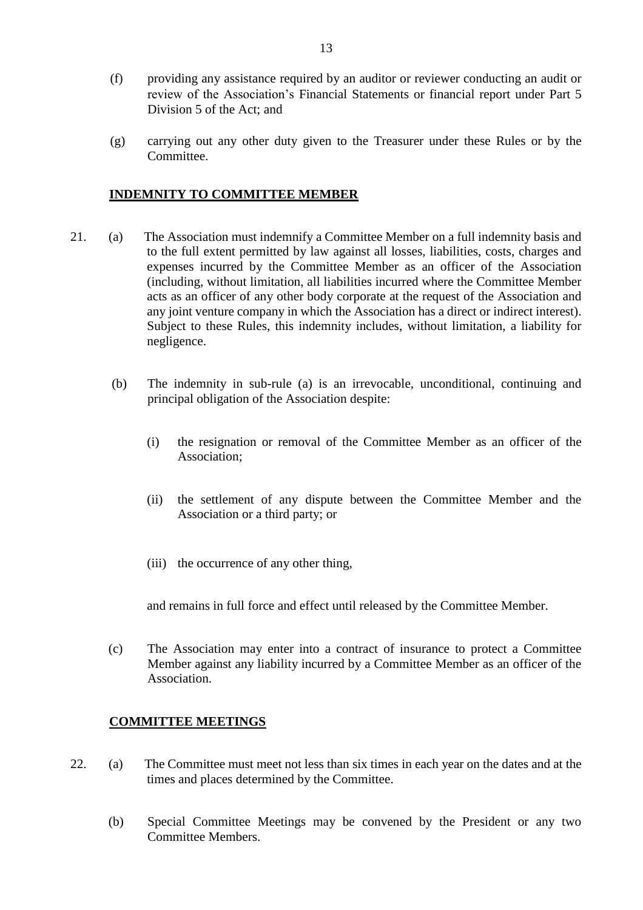(f) providing any assistance required by an auditor or reviewer conducting an audit or review of the Association's Financial Statements or financial report under Part 5 Division 5 of the Act; and

(g) carrying out any other duty given to the Treasurer under these Rules or by the Committee.

## **INDEMNITY TO COMMITTEE MEMBER**

21. (a) The Association must indemnify a Committee Member on a full indemnity basis and to the full extent permitted by law against all losses, liabilities, costs, charges and expenses incurred by the Committee Member as an officer of the Association (including, without limitation, all liabilities incurred where the Committee Member acts as an officer of any other body corporate at the request of the Association and any joint venture company in which the Association has a direct or indirect interest). Subject to these Rules, this indemnity includes, without limitation, a liability for negligence.

    (b) The indemnity in sub-rule (a) is an irrevocable, unconditional, continuing and principal obligation of the Association despite:

    (i) the resignation or removal of the Committee Member as an officer of the Association;

    (ii) the settlement of any dispute between the Committee Member and the Association or a third party; or

    (iii) the occurrence of any other thing,

    and remains in full force and effect until released by the Committee Member.

    (c) The Association may enter into a contract of insurance to protect a Committee Member against any liability incurred by a Committee Member as an officer of the Association.

## **COMMITTEE MEETINGS**

22. (a) The Committee must meet not less than six times in each year on the dates and at the times and places determined by the Committee.

    (b) Special Committee Meetings may be convened by the President or any two Committee Members.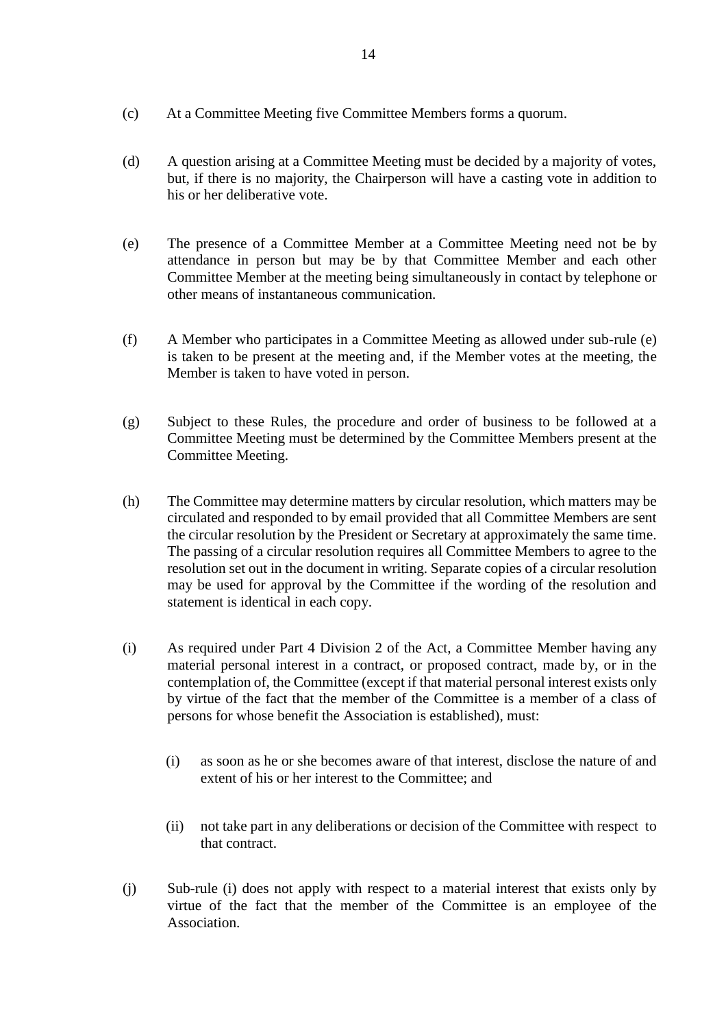(c) At a Committee Meeting five Committee Members forms a quorum.

(d) A question arising at a Committee Meeting must be decided by a majority of votes, but, if there is no majority, the Chairperson will have a casting vote in addition to his or her deliberative vote.

(e) The presence of a Committee Member at a Committee Meeting need not be by attendance in person but may be by that Committee Member and each other Committee Member at the meeting being simultaneously in contact by telephone or other means of instantaneous communication.

(f) A Member who participates in a Committee Meeting as allowed under sub-rule (e) is taken to be present at the meeting and, if the Member votes at the meeting, the Member is taken to have voted in person.

(g) Subject to these Rules, the procedure and order of business to be followed at a Committee Meeting must be determined by the Committee Members present at the Committee Meeting.

(h) The Committee may determine matters by circular resolution, which matters may be circulated and responded to by email provided that all Committee Members are sent the circular resolution by the President or Secretary at approximately the same time. The passing of a circular resolution requires all Committee Members to agree to the resolution set out in the document in writing. Separate copies of a circular resolution may be used for approval by the Committee if the wording of the resolution and statement is identical in each copy.

(i) As required under Part 4 Division 2 of the Act, a Committee Member having any material personal interest in a contract, or proposed contract, made by, or in the contemplation of, the Committee (except if that material personal interest exists only by virtue of the fact that the member of the Committee is a member of a class of persons for whose benefit the Association is established), must:

    (i) as soon as he or she becomes aware of that interest, disclose the nature of and extent of his or her interest to the Committee; and

    (ii) not take part in any deliberations or decision of the Committee with respect to that contract.

(j) Sub-rule (i) does not apply with respect to a material interest that exists only by virtue of the fact that the member of the Committee is an employee of the Association.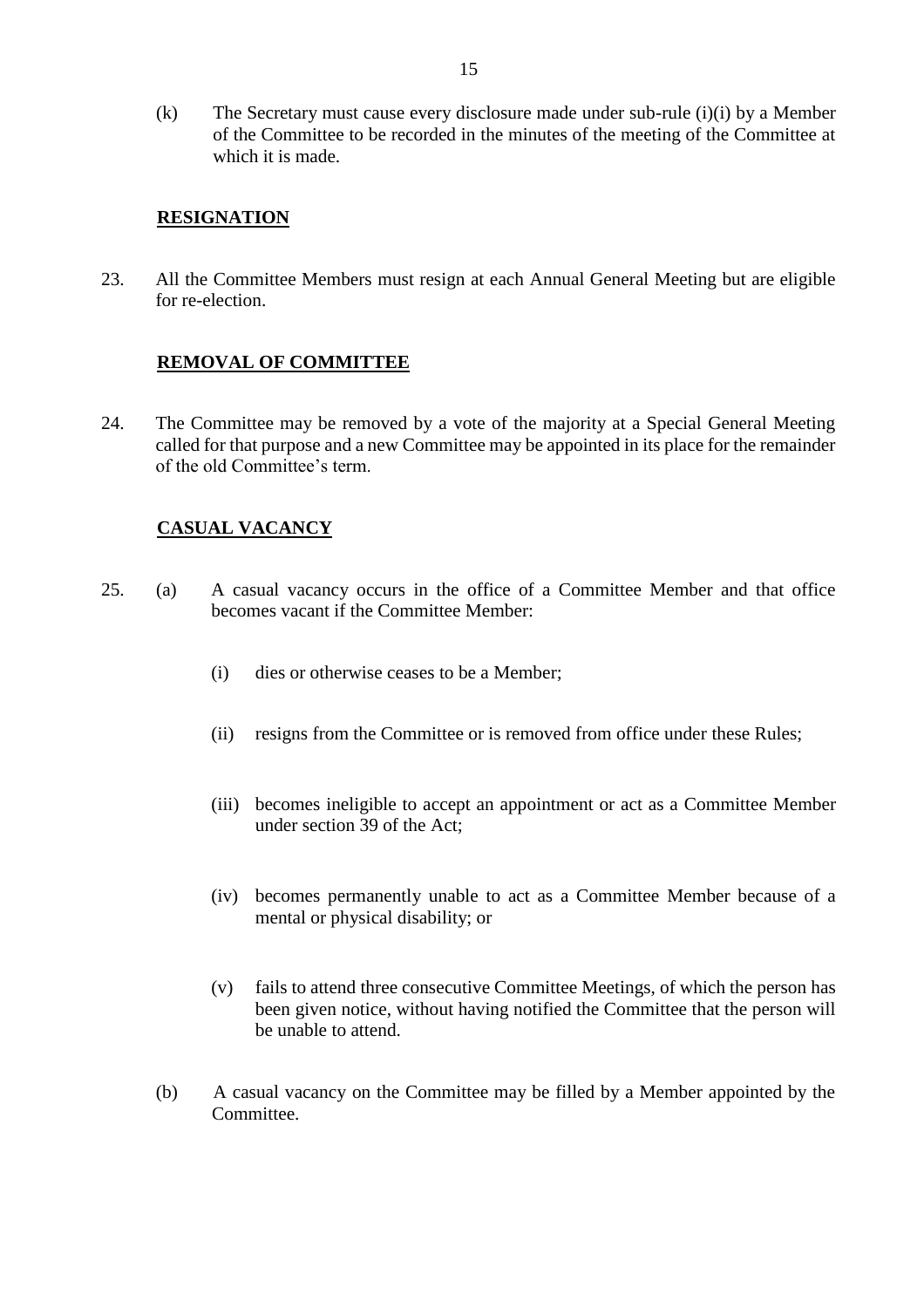(k) The Secretary must cause every disclosure made under sub-rule (i)(i) by a Member of the Committee to be recorded in the minutes of the meeting of the Committee at which it is made.

## RESIGNATION

23. All the Committee Members must resign at each Annual General Meeting but are eligible for re-election.

## REMOVAL OF COMMITTEE

24. The Committee may be removed by a vote of the majority at a Special General Meeting called for that purpose and a new Committee may be appointed in its place for the remainder of the old Committee's term.

## CASUAL VACANCY

25. (a) A casual vacancy occurs in the office of a Committee Member and that office becomes vacant if the Committee Member:

    (i) dies or otherwise ceases to be a Member;

    (ii) resigns from the Committee or is removed from office under these Rules;

    (iii) becomes ineligible to accept an appointment or act as a Committee Member under section 39 of the Act;

    (iv) becomes permanently unable to act as a Committee Member because of a mental or physical disability; or

    (v) fails to attend three consecutive Committee Meetings, of which the person has been given notice, without having notified the Committee that the person will be unable to attend.

    (b) A casual vacancy on the Committee may be filled by a Member appointed by the Committee.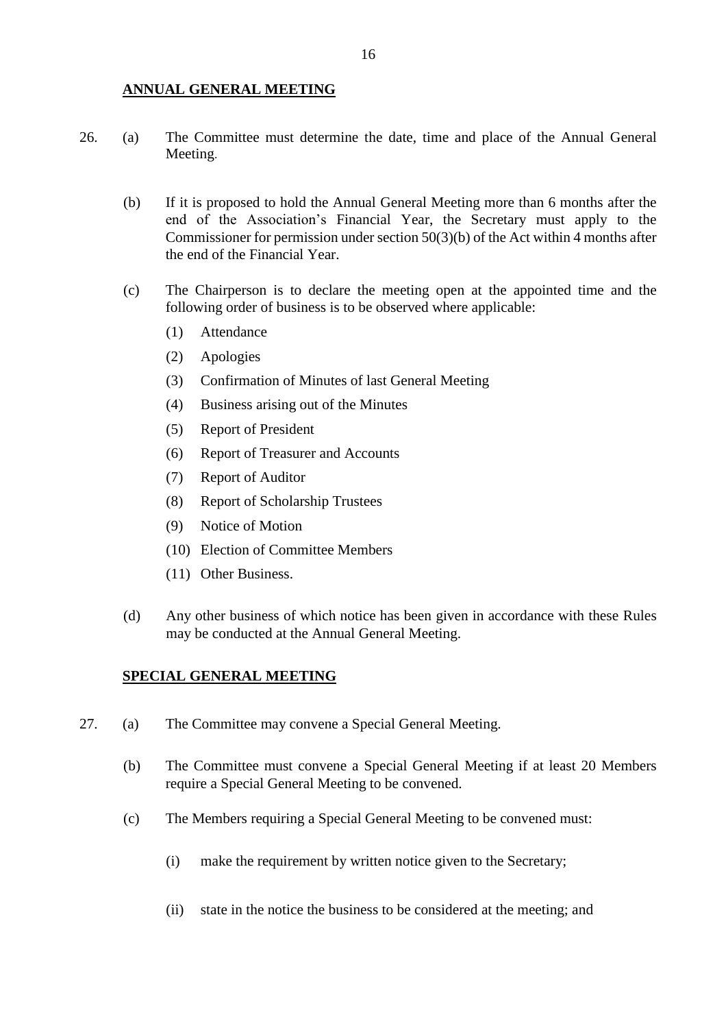## ANNUAL GENERAL MEETING

26. (a) The Committee must determine the date, time and place of the Annual General Meeting.

    (b) If it is proposed to hold the Annual General Meeting more than 6 months after the end of the Association's Financial Year, the Secretary must apply to the Commissioner for permission under section 50(3)(b) of the Act within 4 months after the end of the Financial Year.

    (c) The Chairperson is to declare the meeting open at the appointed time and the following order of business is to be observed where applicable:

    (1) Attendance

    (2) Apologies

    (3) Confirmation of Minutes of last General Meeting

    (4) Business arising out of the Minutes

    (5) Report of President

    (6) Report of Treasurer and Accounts

    (7) Report of Auditor

    (8) Report of Scholarship Trustees

    (9) Notice of Motion

    (10) Election of Committee Members

    (11) Other Business.

    (d) Any other business of which notice has been given in accordance with these Rules may be conducted at the Annual General Meeting.

## SPECIAL GENERAL MEETING

27. (a) The Committee may convene a Special General Meeting.

    (b) The Committee must convene a Special General Meeting if at least 20 Members require a Special General Meeting to be convened.

    (c) The Members requiring a Special General Meeting to be convened must:

    (i) make the requirement by written notice given to the Secretary;

    (ii) state in the notice the business to be considered at the meeting; and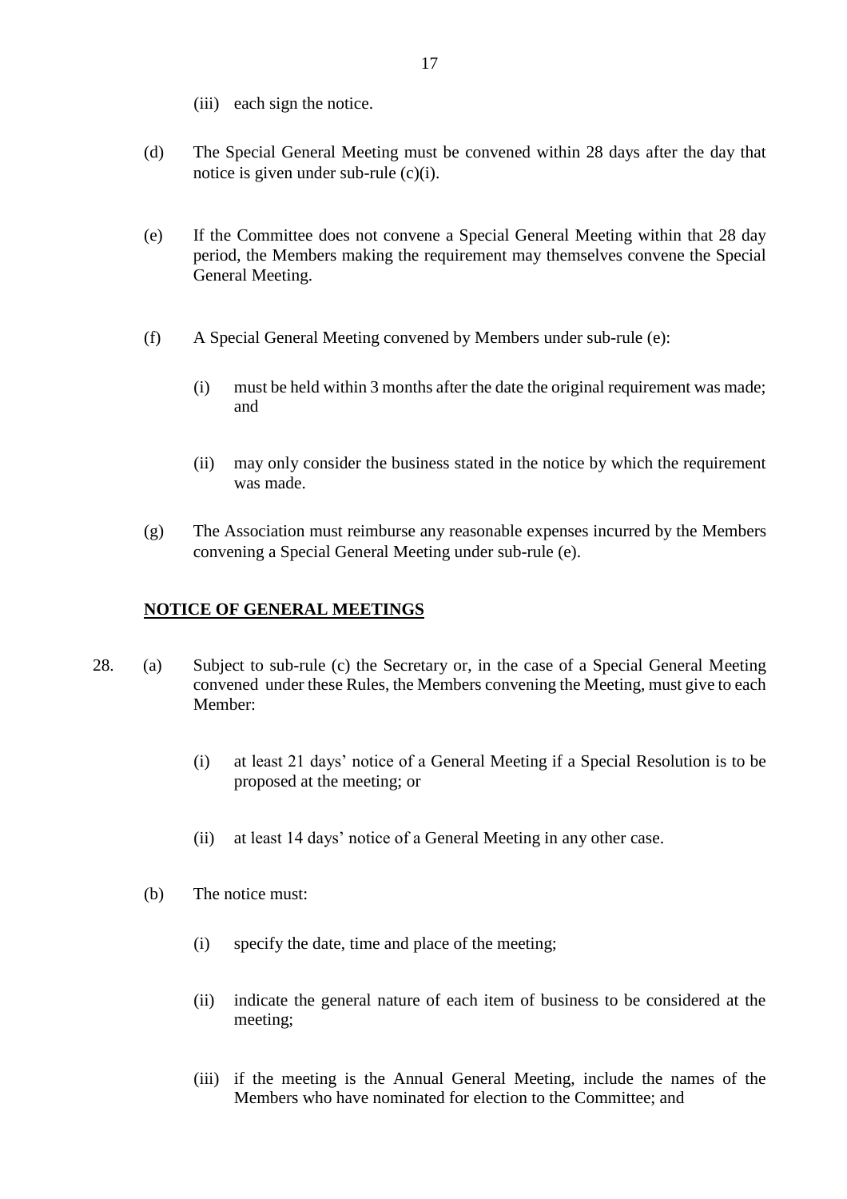(iii) each sign the notice.

(d) The Special General Meeting must be convened within 28 days after the day that notice is given under sub-rule (c)(i).

(e) If the Committee does not convene a Special General Meeting within that 28 day period, the Members making the requirement may themselves convene the Special General Meeting.

(f) A Special General Meeting convened by Members under sub-rule (e):

    (i) must be held within 3 months after the date the original requirement was made; and

    (ii) may only consider the business stated in the notice by which the requirement was made.

(g) The Association must reimburse any reasonable expenses incurred by the Members convening a Special General Meeting under sub-rule (e).

## **NOTICE OF GENERAL MEETINGS**

28. (a) Subject to sub-rule (c) the Secretary or, in the case of a Special General Meeting convened under these Rules, the Members convening the Meeting, must give to each Member:

    (i) at least 21 days' notice of a General Meeting if a Special Resolution is to be proposed at the meeting; or

    (ii) at least 14 days' notice of a General Meeting in any other case.

(b) The notice must:

    (i) specify the date, time and place of the meeting;

    (ii) indicate the general nature of each item of business to be considered at the meeting;

    (iii) if the meeting is the Annual General Meeting, include the names of the Members who have nominated for election to the Committee; and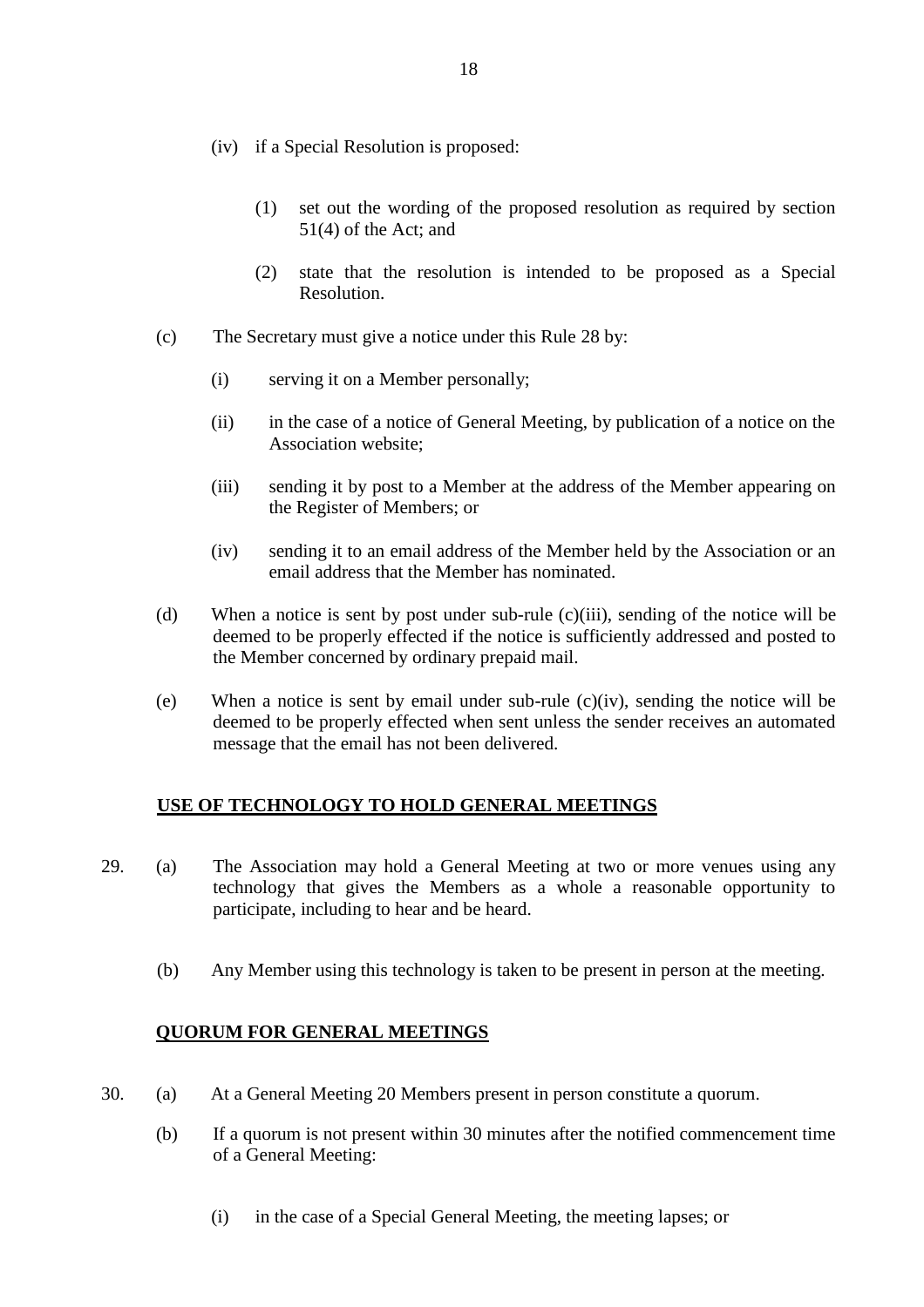(iv) if a Special Resolution is proposed:

(1) set out the wording of the proposed resolution as required by section 51(4) of the Act; and

(2) state that the resolution is intended to be proposed as a Special Resolution.

(c) The Secretary must give a notice under this Rule 28 by:

(i) serving it on a Member personally;

(ii) in the case of a notice of General Meeting, by publication of a notice on the Association website;

(iii) sending it by post to a Member at the address of the Member appearing on the Register of Members; or

(iv) sending it to an email address of the Member held by the Association or an email address that the Member has nominated.

(d) When a notice is sent by post under sub-rule (c)(iii), sending of the notice will be deemed to be properly effected if the notice is sufficiently addressed and posted to the Member concerned by ordinary prepaid mail.

(e) When a notice is sent by email under sub-rule (c)(iv), sending the notice will be deemed to be properly effected when sent unless the sender receives an automated message that the email has not been delivered.

## USE OF TECHNOLOGY TO HOLD GENERAL MEETINGS

29. (a) The Association may hold a General Meeting at two or more venues using any technology that gives the Members as a whole a reasonable opportunity to participate, including to hear and be heard.

(b) Any Member using this technology is taken to be present in person at the meeting.

## QUORUM FOR GENERAL MEETINGS

30. (a) At a General Meeting 20 Members present in person constitute a quorum.

(b) If a quorum is not present within 30 minutes after the notified commencement time of a General Meeting:

(i) in the case of a Special General Meeting, the meeting lapses; or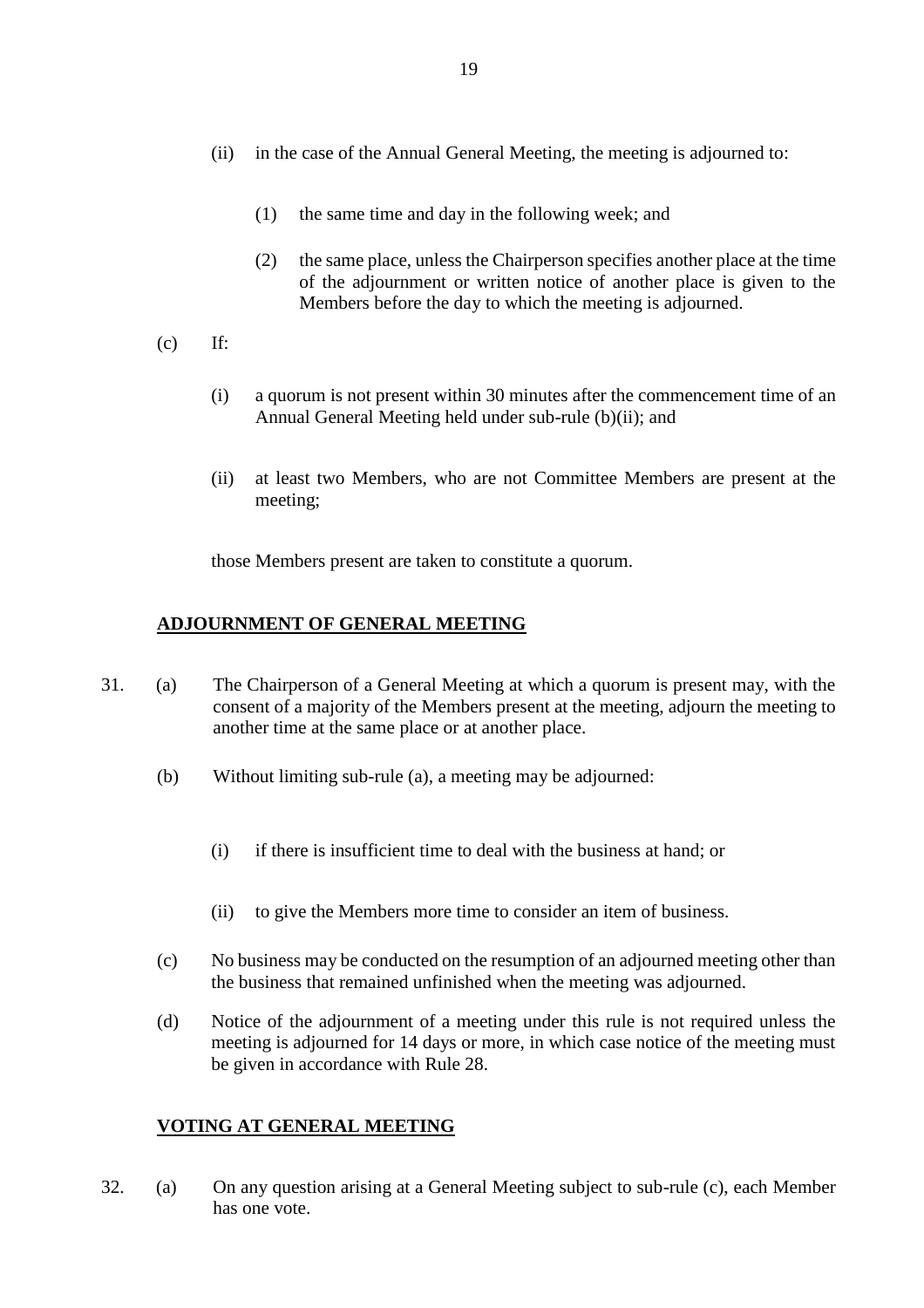(ii) in the case of the Annual General Meeting, the meeting is adjourned to:

(1) the same time and day in the following week; and

(2) the same place, unless the Chairperson specifies another place at the time of the adjournment or written notice of another place is given to the Members before the day to which the meeting is adjourned.

(c) If:

(i) a quorum is not present within 30 minutes after the commencement time of an Annual General Meeting held under sub-rule (b)(ii); and

(ii) at least two Members, who are not Committee Members are present at the meeting;

those Members present are taken to constitute a quorum.

**ADJOURNMENT OF GENERAL MEETING**

31. (a) The Chairperson of a General Meeting at which a quorum is present may, with the consent of a majority of the Members present at the meeting, adjourn the meeting to another time at the same place or at another place.

(b) Without limiting sub-rule (a), a meeting may be adjourned:

(i) if there is insufficient time to deal with the business at hand; or

(ii) to give the Members more time to consider an item of business.

(c) No business may be conducted on the resumption of an adjourned meeting other than the business that remained unfinished when the meeting was adjourned.

(d) Notice of the adjournment of a meeting under this rule is not required unless the meeting is adjourned for 14 days or more, in which case notice of the meeting must be given in accordance with Rule 28.

**VOTING AT GENERAL MEETING**

32. (a) On any question arising at a General Meeting subject to sub-rule (c), each Member has one vote.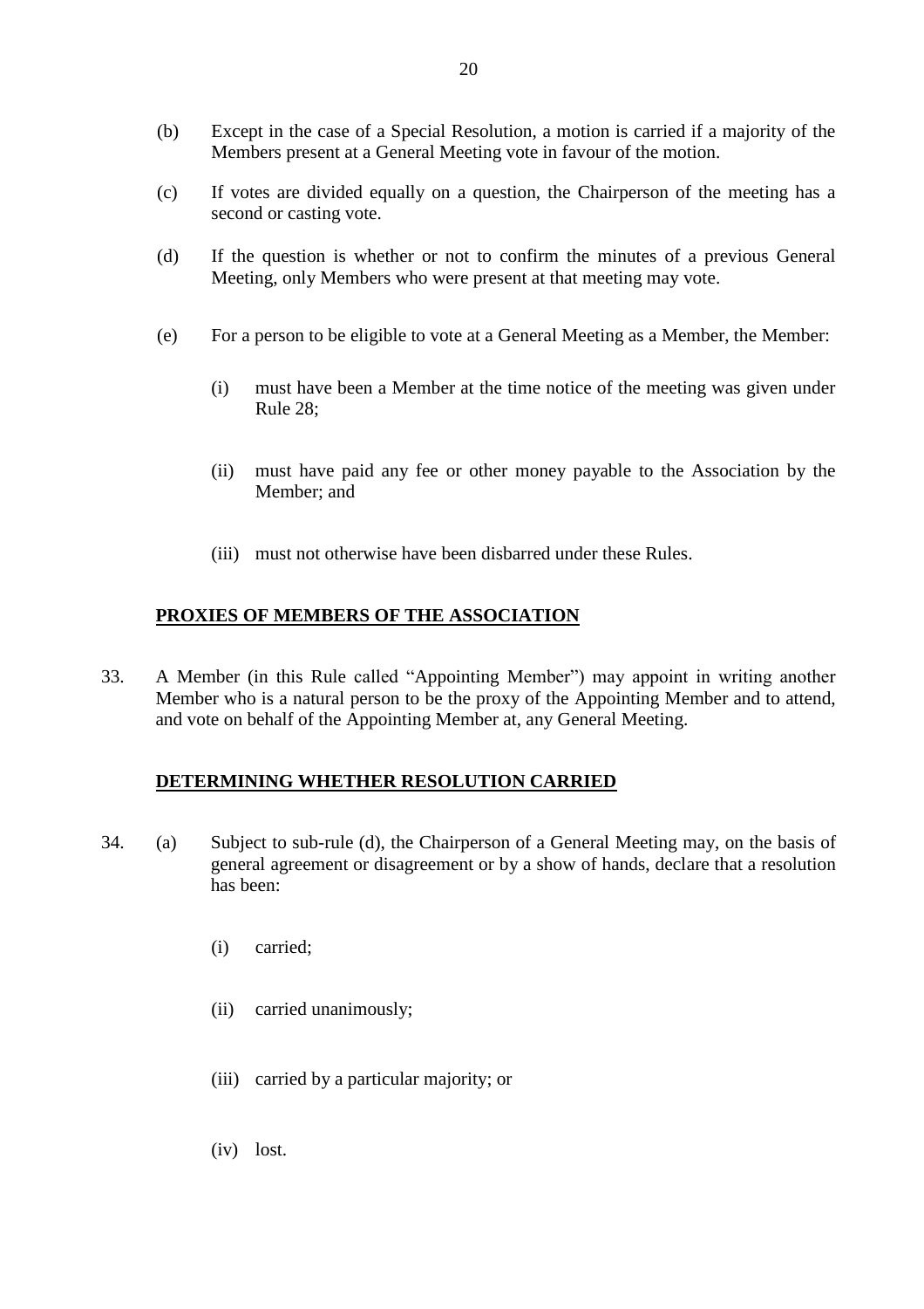(b) Except in the case of a Special Resolution, a motion is carried if a majority of the Members present at a General Meeting vote in favour of the motion.

(c) If votes are divided equally on a question, the Chairperson of the meeting has a second or casting vote.

(d) If the question is whether or not to confirm the minutes of a previous General Meeting, only Members who were present at that meeting may vote.

(e) For a person to be eligible to vote at a General Meeting as a Member, the Member:

(i) must have been a Member at the time notice of the meeting was given under Rule 28;

(ii) must have paid any fee or other money payable to the Association by the Member; and

(iii) must not otherwise have been disbarred under these Rules.

**PROXIES OF MEMBERS OF THE ASSOCIATION**

33. A Member (in this Rule called "Appointing Member") may appoint in writing another Member who is a natural person to be the proxy of the Appointing Member and to attend, and vote on behalf of the Appointing Member at, any General Meeting.

**DETERMINING WHETHER RESOLUTION CARRIED**

34. (a) Subject to sub-rule (d), the Chairperson of a General Meeting may, on the basis of general agreement or disagreement or by a show of hands, declare that a resolution has been:

(i) carried;

(ii) carried unanimously;

(iii) carried by a particular majority; or

(iv) lost.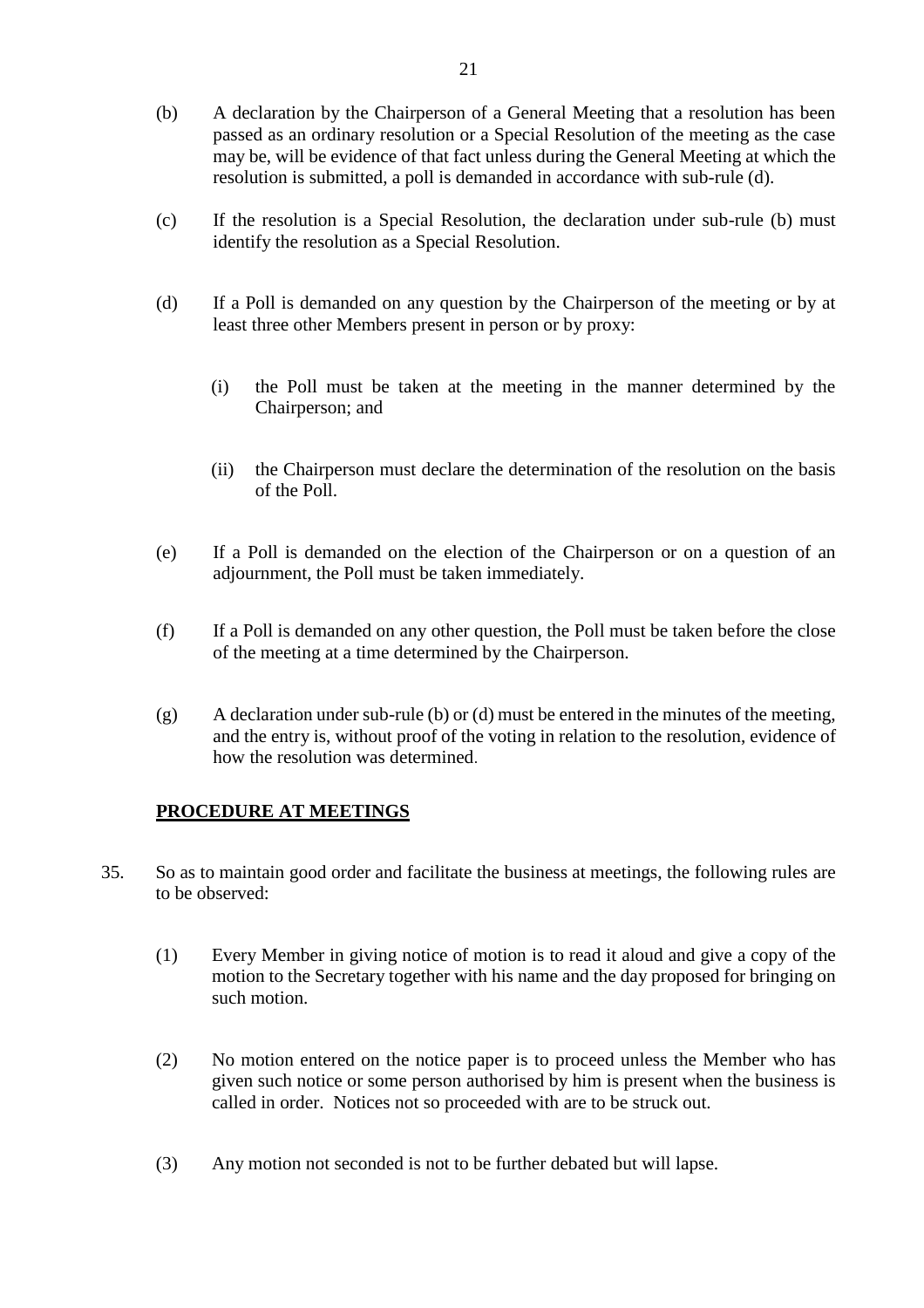(b) A declaration by the Chairperson of a General Meeting that a resolution has been passed as an ordinary resolution or a Special Resolution of the meeting as the case may be, will be evidence of that fact unless during the General Meeting at which the resolution is submitted, a poll is demanded in accordance with sub-rule (d).

(c) If the resolution is a Special Resolution, the declaration under sub-rule (b) must identify the resolution as a Special Resolution.

(d) If a Poll is demanded on any question by the Chairperson of the meeting or by at least three other Members present in person or by proxy:

  (i) the Poll must be taken at the meeting in the manner determined by the Chairperson; and

  (ii) the Chairperson must declare the determination of the resolution on the basis of the Poll.

(e) If a Poll is demanded on the election of the Chairperson or on a question of an adjournment, the Poll must be taken immediately.

(f) If a Poll is demanded on any other question, the Poll must be taken before the close of the meeting at a time determined by the Chairperson.

(g) A declaration under sub-rule (b) or (d) must be entered in the minutes of the meeting, and the entry is, without proof of the voting in relation to the resolution, evidence of how the resolution was determined.

**PROCEDURE AT MEETINGS**

35. So as to maintain good order and facilitate the business at meetings, the following rules are to be observed:

  (1) Every Member in giving notice of motion is to read it aloud and give a copy of the motion to the Secretary together with his name and the day proposed for bringing on such motion.

  (2) No motion entered on the notice paper is to proceed unless the Member who has given such notice or some person authorised by him is present when the business is called in order. Notices not so proceeded with are to be struck out.

  (3) Any motion not seconded is not to be further debated but will lapse.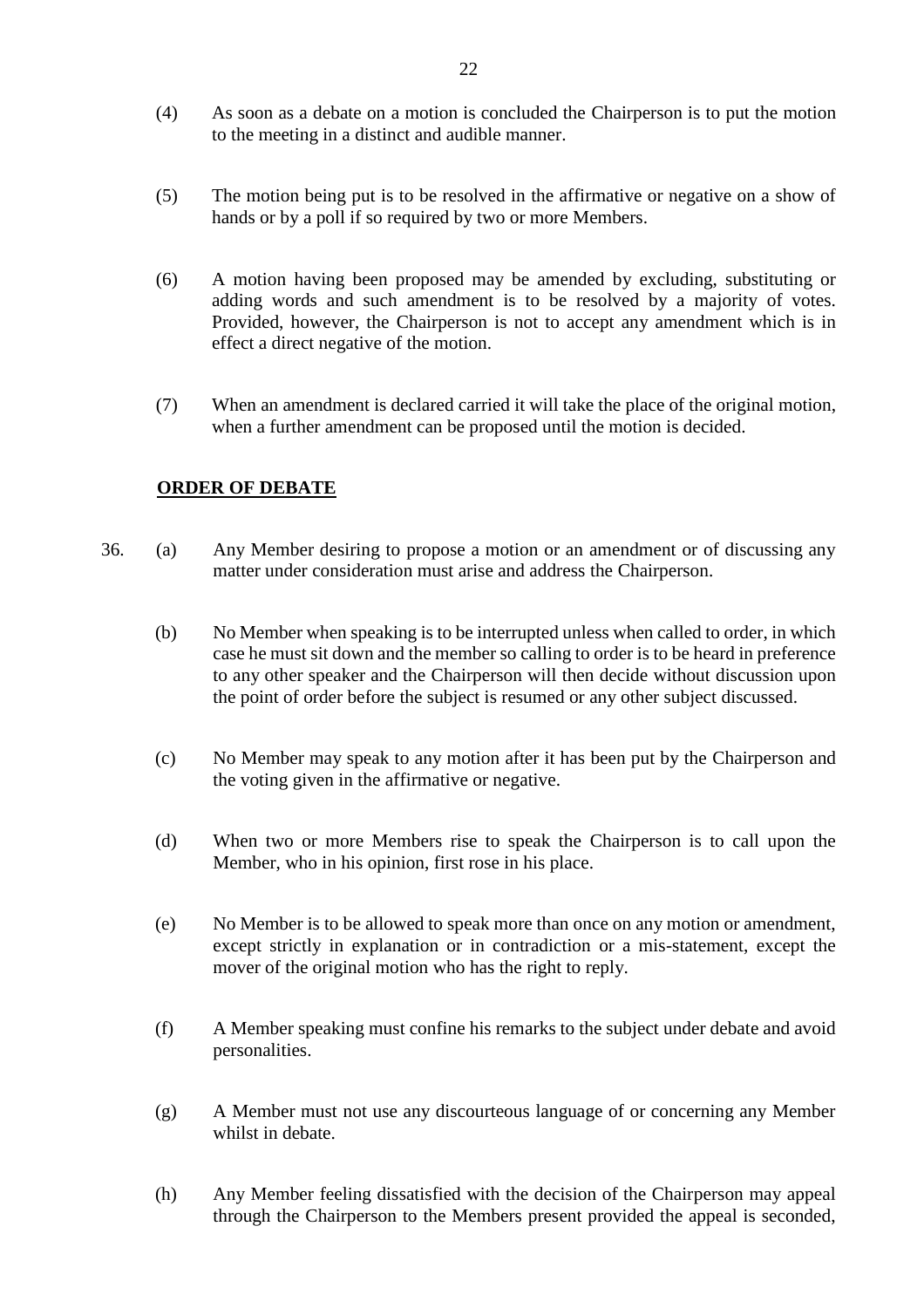(4) As soon as a debate on a motion is concluded the Chairperson is to put the motion to the meeting in a distinct and audible manner.

(5) The motion being put is to be resolved in the affirmative or negative on a show of hands or by a poll if so required by two or more Members.

(6) A motion having been proposed may be amended by excluding, substituting or adding words and such amendment is to be resolved by a majority of votes. Provided, however, the Chairperson is not to accept any amendment which is in effect a direct negative of the motion.

(7) When an amendment is declared carried it will take the place of the original motion, when a further amendment can be proposed until the motion is decided.

**ORDER OF DEBATE**

36. (a) Any Member desiring to propose a motion or an amendment or of discussing any matter under consideration must arise and address the Chairperson.

(b) No Member when speaking is to be interrupted unless when called to order, in which case he must sit down and the member so calling to order is to be heard in preference to any other speaker and the Chairperson will then decide without discussion upon the point of order before the subject is resumed or any other subject discussed.

(c) No Member may speak to any motion after it has been put by the Chairperson and the voting given in the affirmative or negative.

(d) When two or more Members rise to speak the Chairperson is to call upon the Member, who in his opinion, first rose in his place.

(e) No Member is to be allowed to speak more than once on any motion or amendment, except strictly in explanation or in contradiction or a mis-statement, except the mover of the original motion who has the right to reply.

(f) A Member speaking must confine his remarks to the subject under debate and avoid personalities.

(g) A Member must not use any discourteous language of or concerning any Member whilst in debate.

(h) Any Member feeling dissatisfied with the decision of the Chairperson may appeal through the Chairperson to the Members present provided the appeal is seconded,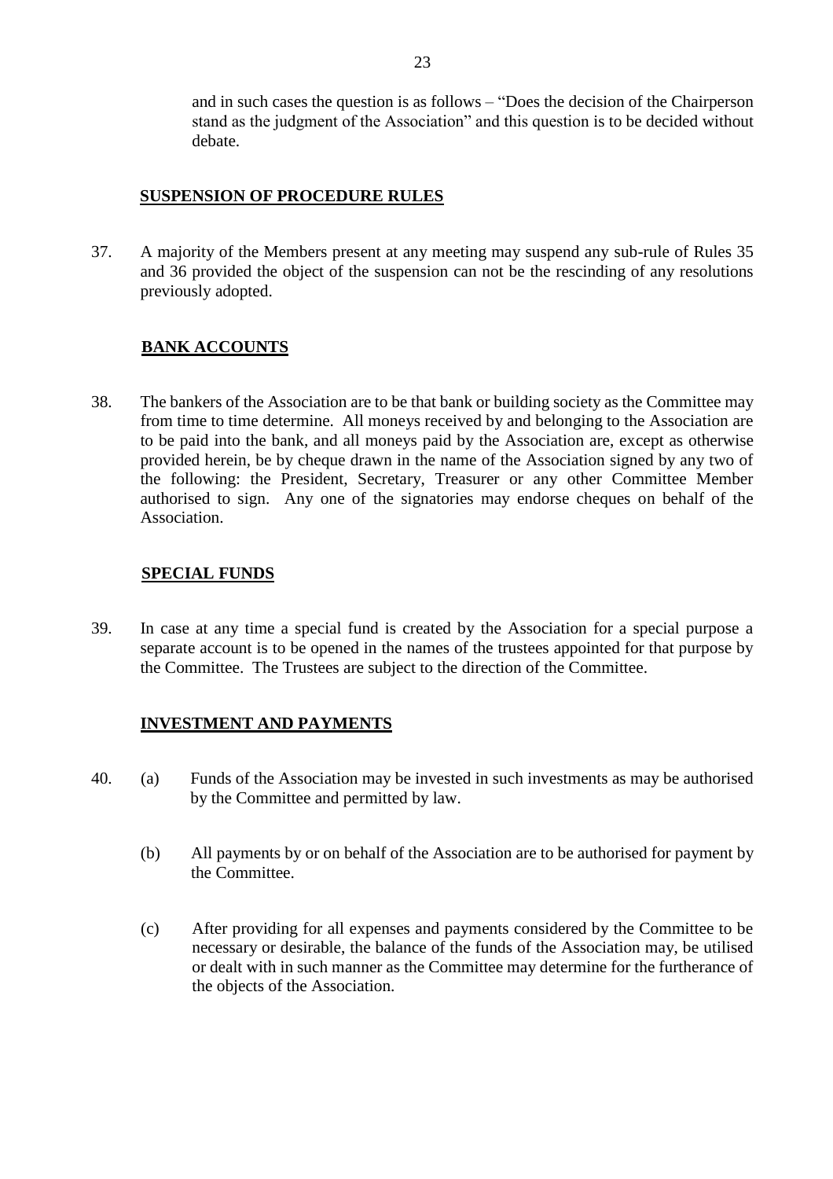and in such cases the question is as follows – "Does the decision of the Chairperson stand as the judgment of the Association" and this question is to be decided without debate.

## SUSPENSION OF PROCEDURE RULES

37. A majority of the Members present at any meeting may suspend any sub-rule of Rules 35 and 36 provided the object of the suspension can not be the rescinding of any resolutions previously adopted.

## BANK ACCOUNTS

38. The bankers of the Association are to be that bank or building society as the Committee may from time to time determine. All moneys received by and belonging to the Association are to be paid into the bank, and all moneys paid by the Association are, except as otherwise provided herein, be by cheque drawn in the name of the Association signed by any two of the following: the President, Secretary, Treasurer or any other Committee Member authorised to sign. Any one of the signatories may endorse cheques on behalf of the Association.

## SPECIAL FUNDS

39. In case at any time a special fund is created by the Association for a special purpose a separate account is to be opened in the names of the trustees appointed for that purpose by the Committee. The Trustees are subject to the direction of the Committee.

## INVESTMENT AND PAYMENTS

40. (a) Funds of the Association may be invested in such investments as may be authorised by the Committee and permitted by law.

    (b) All payments by or on behalf of the Association are to be authorised for payment by the Committee.

    (c) After providing for all expenses and payments considered by the Committee to be necessary or desirable, the balance of the funds of the Association may, be utilised or dealt with in such manner as the Committee may determine for the furtherance of the objects of the Association.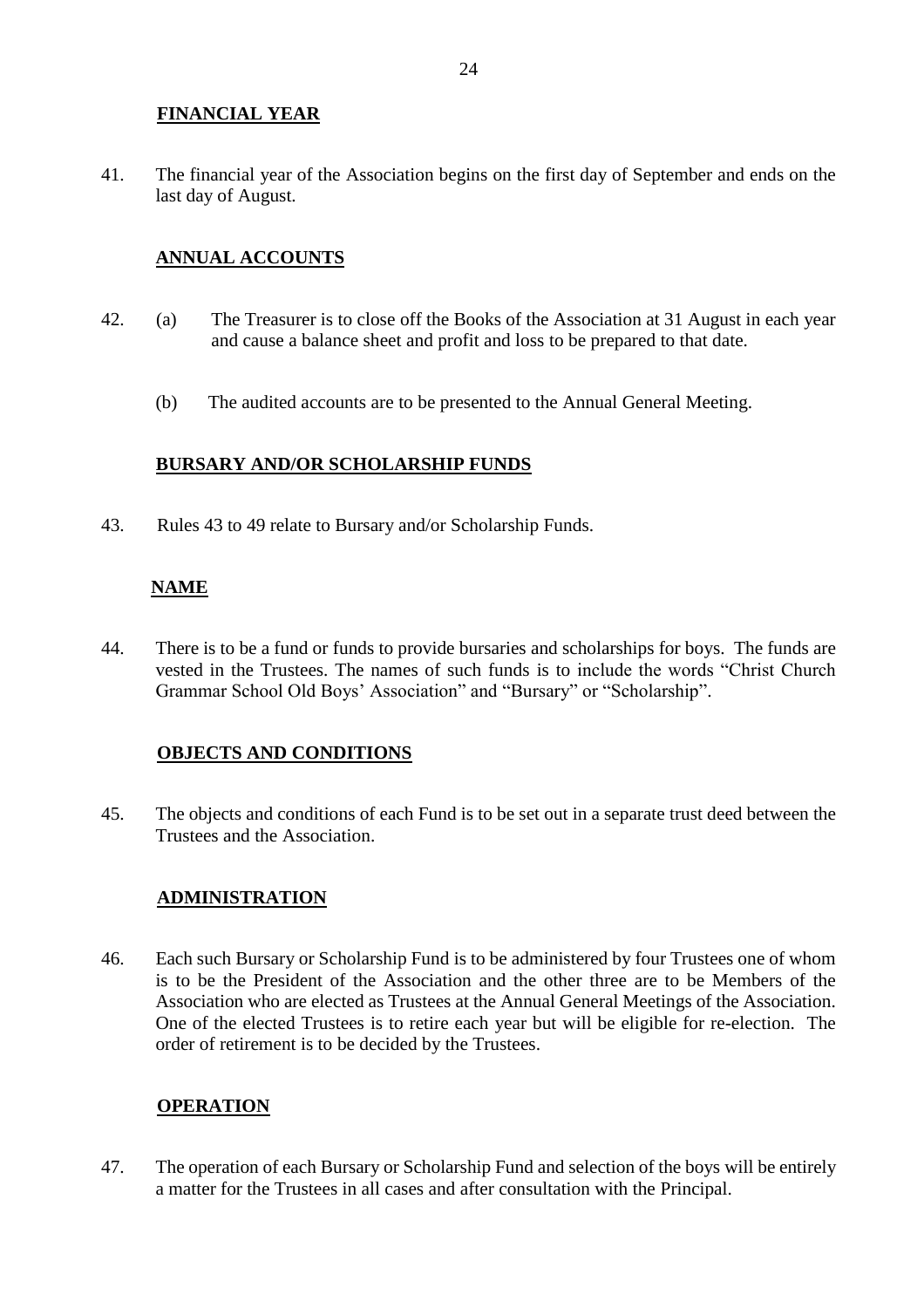## FINANCIAL YEAR

41. The financial year of the Association begins on the first day of September and ends on the last day of August.

## ANNUAL ACCOUNTS

42. (a) The Treasurer is to close off the Books of the Association at 31 August in each year and cause a balance sheet and profit and loss to be prepared to that date.

    (b) The audited accounts are to be presented to the Annual General Meeting.

## BURSARY AND/OR SCHOLARSHIP FUNDS

43. Rules 43 to 49 relate to Bursary and/or Scholarship Funds.

## NAME

44. There is to be a fund or funds to provide bursaries and scholarships for boys. The funds are vested in the Trustees. The names of such funds is to include the words "Christ Church Grammar School Old Boys' Association" and "Bursary" or "Scholarship".

## OBJECTS AND CONDITIONS

45. The objects and conditions of each Fund is to be set out in a separate trust deed between the Trustees and the Association.

## ADMINISTRATION

46. Each such Bursary or Scholarship Fund is to be administered by four Trustees one of whom is to be the President of the Association and the other three are to be Members of the Association who are elected as Trustees at the Annual General Meetings of the Association. One of the elected Trustees is to retire each year but will be eligible for re-election. The order of retirement is to be decided by the Trustees.

## OPERATION

47. The operation of each Bursary or Scholarship Fund and selection of the boys will be entirely a matter for the Trustees in all cases and after consultation with the Principal.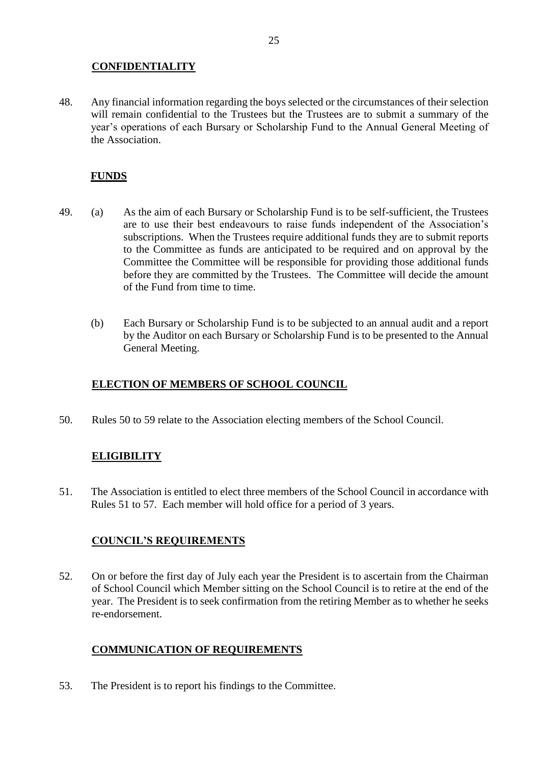## CONFIDENTIALITY

48. Any financial information regarding the boys selected or the circumstances of their selection will remain confidential to the Trustees but the Trustees are to submit a summary of the year's operations of each Bursary or Scholarship Fund to the Annual General Meeting of the Association.

## FUNDS

49. (a) As the aim of each Bursary or Scholarship Fund is to be self-sufficient, the Trustees are to use their best endeavours to raise funds independent of the Association's subscriptions. When the Trustees require additional funds they are to submit reports to the Committee as funds are anticipated to be required and on approval by the Committee the Committee will be responsible for providing those additional funds before they are committed by the Trustees. The Committee will decide the amount of the Fund from time to time.

    (b) Each Bursary or Scholarship Fund is to be subjected to an annual audit and a report by the Auditor on each Bursary or Scholarship Fund is to be presented to the Annual General Meeting.

## ELECTION OF MEMBERS OF SCHOOL COUNCIL

50. Rules 50 to 59 relate to the Association electing members of the School Council.

## ELIGIBILITY

51. The Association is entitled to elect three members of the School Council in accordance with Rules 51 to 57. Each member will hold office for a period of 3 years.

## COUNCIL'S REQUIREMENTS

52. On or before the first day of July each year the President is to ascertain from the Chairman of School Council which Member sitting on the School Council is to retire at the end of the year. The President is to seek confirmation from the retiring Member as to whether he seeks re-endorsement.

## COMMUNICATION OF REQUIREMENTS

53. The President is to report his findings to the Committee.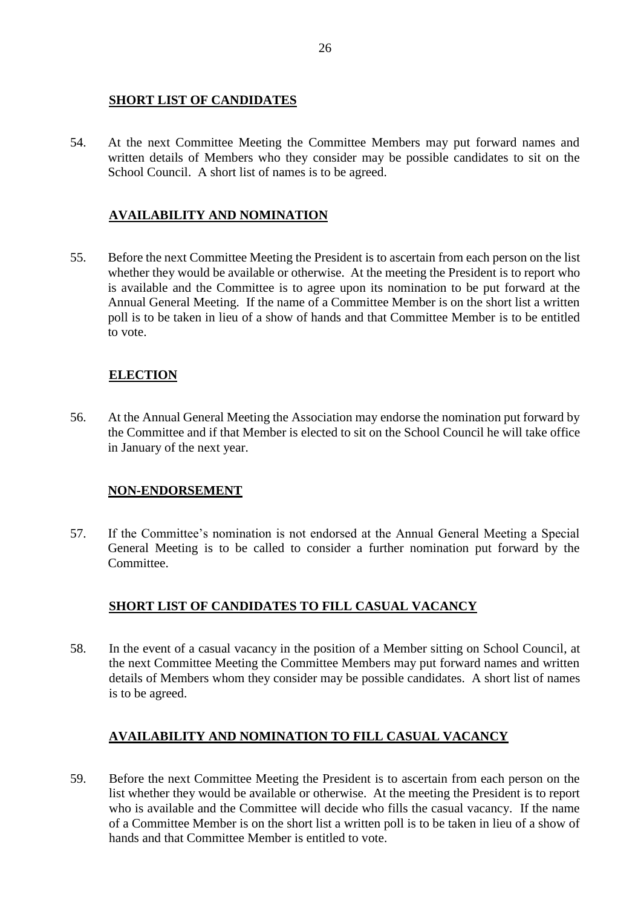**SHORT LIST OF CANDIDATES**

54. At the next Committee Meeting the Committee Members may put forward names and written details of Members who they consider may be possible candidates to sit on the School Council. A short list of names is to be agreed.

**AVAILABILITY AND NOMINATION**

55. Before the next Committee Meeting the President is to ascertain from each person on the list whether they would be available or otherwise. At the meeting the President is to report who is available and the Committee is to agree upon its nomination to be put forward at the Annual General Meeting. If the name of a Committee Member is on the short list a written poll is to be taken in lieu of a show of hands and that Committee Member is to be entitled to vote.

**ELECTION**

56. At the Annual General Meeting the Association may endorse the nomination put forward by the Committee and if that Member is elected to sit on the School Council he will take office in January of the next year.

**NON-ENDORSEMENT**

57. If the Committee's nomination is not endorsed at the Annual General Meeting a Special General Meeting is to be called to consider a further nomination put forward by the Committee.

**SHORT LIST OF CANDIDATES TO FILL CASUAL VACANCY**

58. In the event of a casual vacancy in the position of a Member sitting on School Council, at the next Committee Meeting the Committee Members may put forward names and written details of Members whom they consider may be possible candidates. A short list of names is to be agreed.

**AVAILABILITY AND NOMINATION TO FILL CASUAL VACANCY**

59. Before the next Committee Meeting the President is to ascertain from each person on the list whether they would be available or otherwise. At the meeting the President is to report who is available and the Committee will decide who fills the casual vacancy. If the name of a Committee Member is on the short list a written poll is to be taken in lieu of a show of hands and that Committee Member is entitled to vote.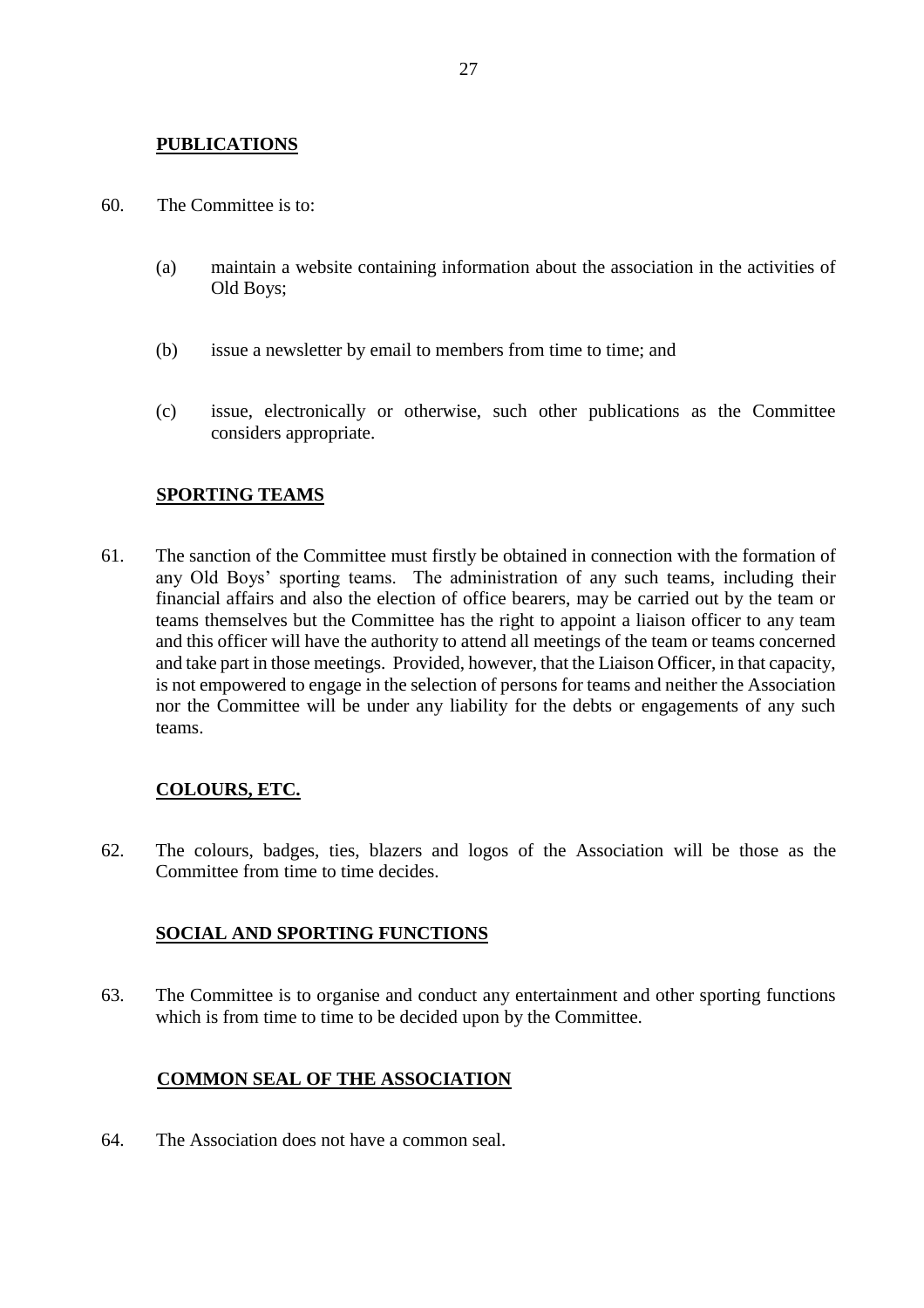## PUBLICATIONS

60. The Committee is to:

    (a) maintain a website containing information about the association in the activities of Old Boys;

    (b) issue a newsletter by email to members from time to time; and

    (c) issue, electronically or otherwise, such other publications as the Committee considers appropriate.

## SPORTING TEAMS

61. The sanction of the Committee must firstly be obtained in connection with the formation of any Old Boys' sporting teams. The administration of any such teams, including their financial affairs and also the election of office bearers, may be carried out by the team or teams themselves but the Committee has the right to appoint a liaison officer to any team and this officer will have the authority to attend all meetings of the team or teams concerned and take part in those meetings. Provided, however, that the Liaison Officer, in that capacity, is not empowered to engage in the selection of persons for teams and neither the Association nor the Committee will be under any liability for the debts or engagements of any such teams.

## COLOURS, ETC.

62. The colours, badges, ties, blazers and logos of the Association will be those as the Committee from time to time decides.

## SOCIAL AND SPORTING FUNCTIONS

63. The Committee is to organise and conduct any entertainment and other sporting functions which is from time to time to be decided upon by the Committee.

## COMMON SEAL OF THE ASSOCIATION

64. The Association does not have a common seal.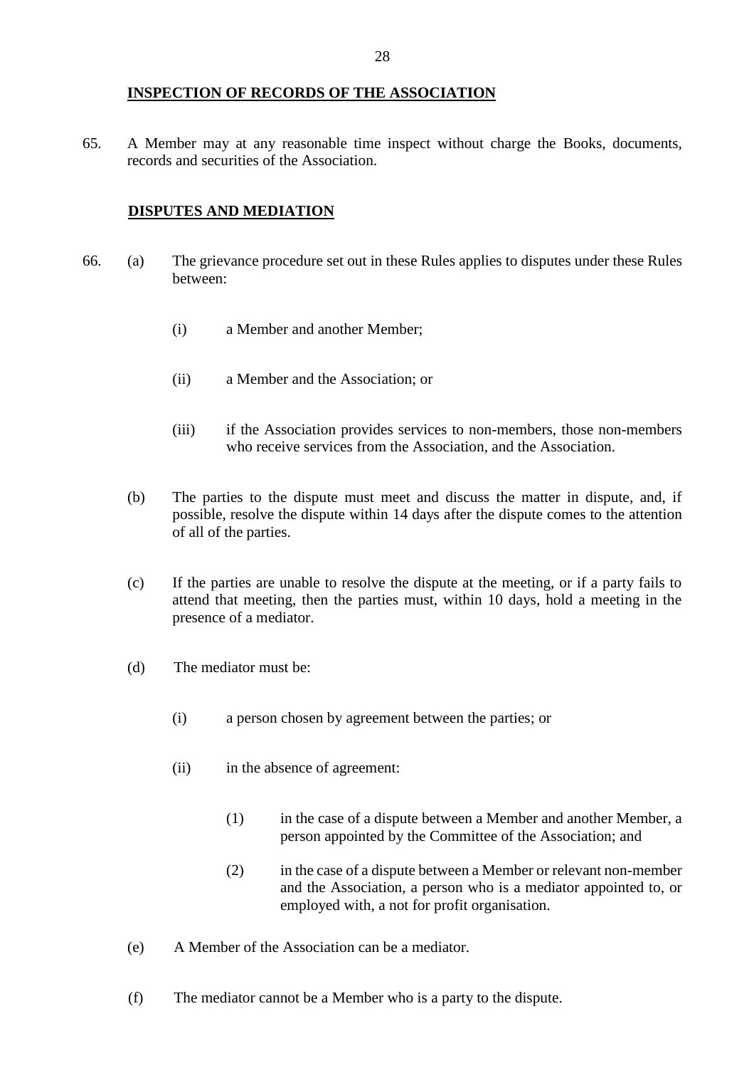## INSPECTION OF RECORDS OF THE ASSOCIATION

65. A Member may at any reasonable time inspect without charge the Books, documents, records and securities of the Association.

## DISPUTES AND MEDIATION

66. (a) The grievance procedure set out in these Rules applies to disputes under these Rules between:

    (i) a Member and another Member;

    (ii) a Member and the Association; or

    (iii) if the Association provides services to non-members, those non-members who receive services from the Association, and the Association.

    (b) The parties to the dispute must meet and discuss the matter in dispute, and, if possible, resolve the dispute within 14 days after the dispute comes to the attention of all of the parties.

    (c) If the parties are unable to resolve the dispute at the meeting, or if a party fails to attend that meeting, then the parties must, within 10 days, hold a meeting in the presence of a mediator.

    (d) The mediator must be:

    (i) a person chosen by agreement between the parties; or

    (ii) in the absence of agreement:

    (1) in the case of a dispute between a Member and another Member, a person appointed by the Committee of the Association; and

    (2) in the case of a dispute between a Member or relevant non-member and the Association, a person who is a mediator appointed to, or employed with, a not for profit organisation.

    (e) A Member of the Association can be a mediator.

    (f) The mediator cannot be a Member who is a party to the dispute.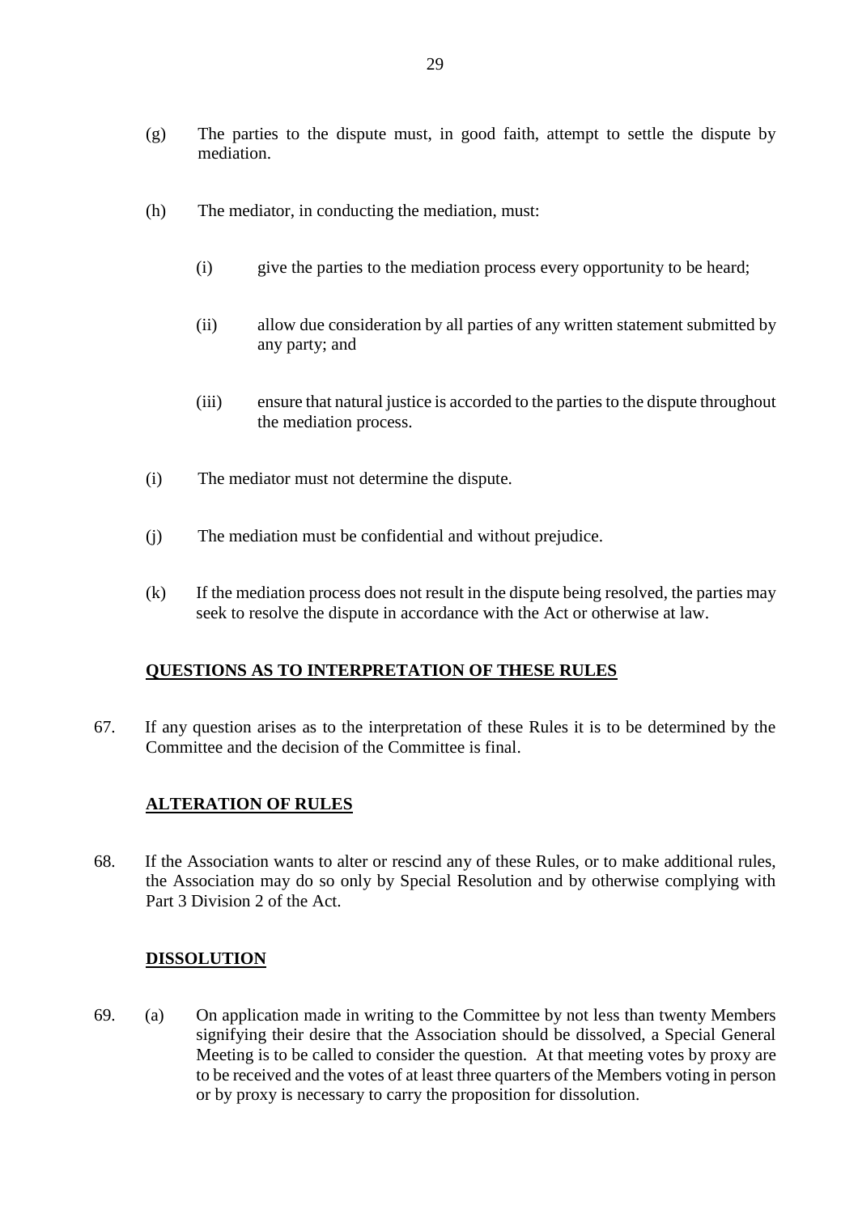(g) The parties to the dispute must, in good faith, attempt to settle the dispute by mediation.

(h) The mediator, in conducting the mediation, must:

 (i) give the parties to the mediation process every opportunity to be heard;

 (ii) allow due consideration by all parties of any written statement submitted by any party; and

 (iii) ensure that natural justice is accorded to the parties to the dispute throughout the mediation process.

(i) The mediator must not determine the dispute.

(j) The mediation must be confidential and without prejudice.

(k) If the mediation process does not result in the dispute being resolved, the parties may seek to resolve the dispute in accordance with the Act or otherwise at law.

## QUESTIONS AS TO INTERPRETATION OF THESE RULES

67. If any question arises as to the interpretation of these Rules it is to be determined by the Committee and the decision of the Committee is final.

## ALTERATION OF RULES

68. If the Association wants to alter or rescind any of these Rules, or to make additional rules, the Association may do so only by Special Resolution and by otherwise complying with Part 3 Division 2 of the Act.

## DISSOLUTION

69. (a) On application made in writing to the Committee by not less than twenty Members signifying their desire that the Association should be dissolved, a Special General Meeting is to be called to consider the question. At that meeting votes by proxy are to be received and the votes of at least three quarters of the Members voting in person or by proxy is necessary to carry the proposition for dissolution.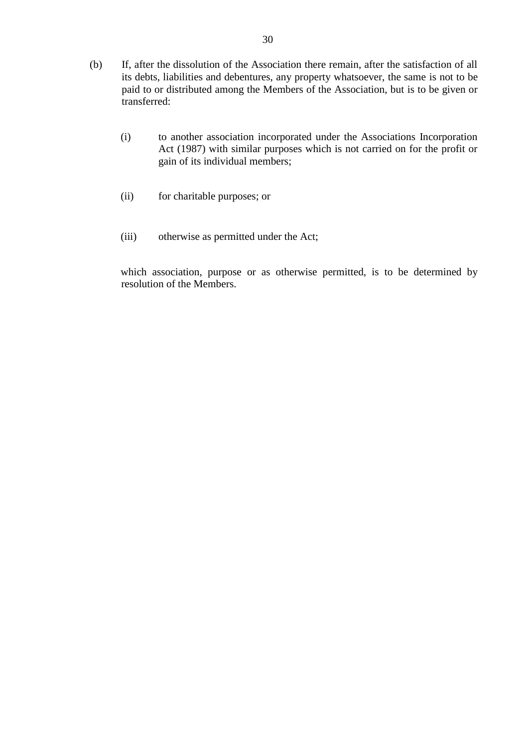(b) If, after the dissolution of the Association there remain, after the satisfaction of all its debts, liabilities and debentures, any property whatsoever, the same is not to be paid to or distributed among the Members of the Association, but is to be given or transferred:

  (i) to another association incorporated under the Associations Incorporation Act (1987) with similar purposes which is not carried on for the profit or gain of its individual members;

  (ii) for charitable purposes; or

  (iii) otherwise as permitted under the Act;

  which association, purpose or as otherwise permitted, is to be determined by resolution of the Members.